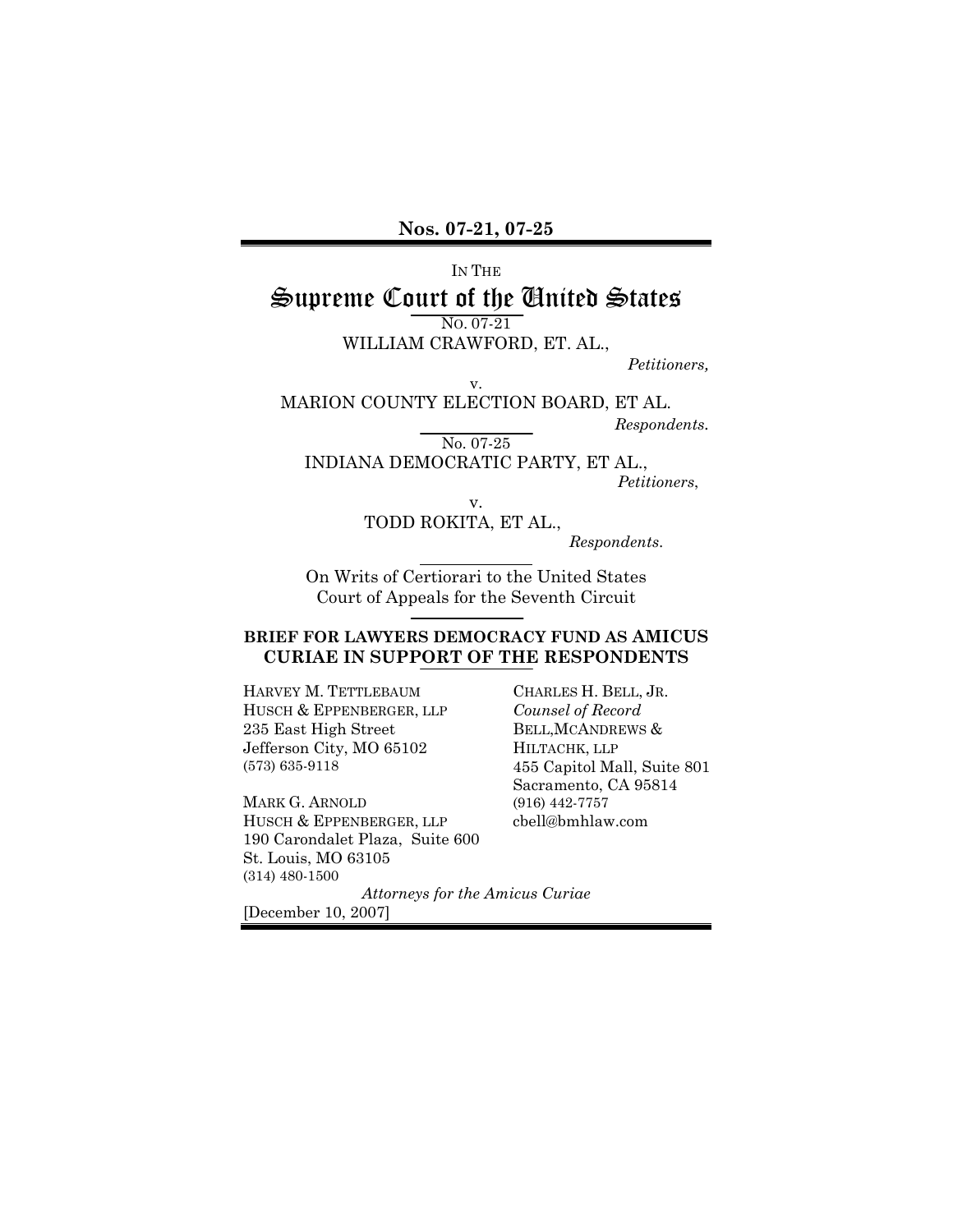**Nos. 07-21, 07-25**

IN THE

# Supreme Court of the United States

NO. 07-21

WILLIAM CRAWFORD, ET. AL.,

*Petitioners,*

v.

MARION COUNTY ELECTION BOARD, ET AL.

*Respondents.*

No. 07-25

INDIANA DEMOCRATIC PARTY, ET AL.,

*Petitioners*,

v.

TODD ROKITA, ET AL.,

*Respondents.*

On Writs of Certiorari to the United States Court of Appeals for the Seventh Circuit

**BRIEF FOR LAWYERS DEMOCRACY FUND AS AMICUS CURIAE IN SUPPORT OF THE RESPONDENTS**

HARVEY M. TETTLEBAUM
HUSCH & EPPENBERGER, LLP
235 East High Street
Jefferson City, MO 65102
(573) 635-9118

MARK G. ARNOLD
HUSCH & EPPENBERGER, LLP
190 Carondalet Plaza, Suite 600
St. Louis, MO 63105
(314) 480-1500

CHARLES H. BELL, JR.
*Counsel of Record*
BELL,MCANDREWS &
HILTACHK, LLP
455 Capitol Mall, Suite 801
Sacramento, CA 95814
(916) 442-7757
cbell@bmhlaw.com

*Attorneys for the Amicus Curiae*

[December 10, 2007]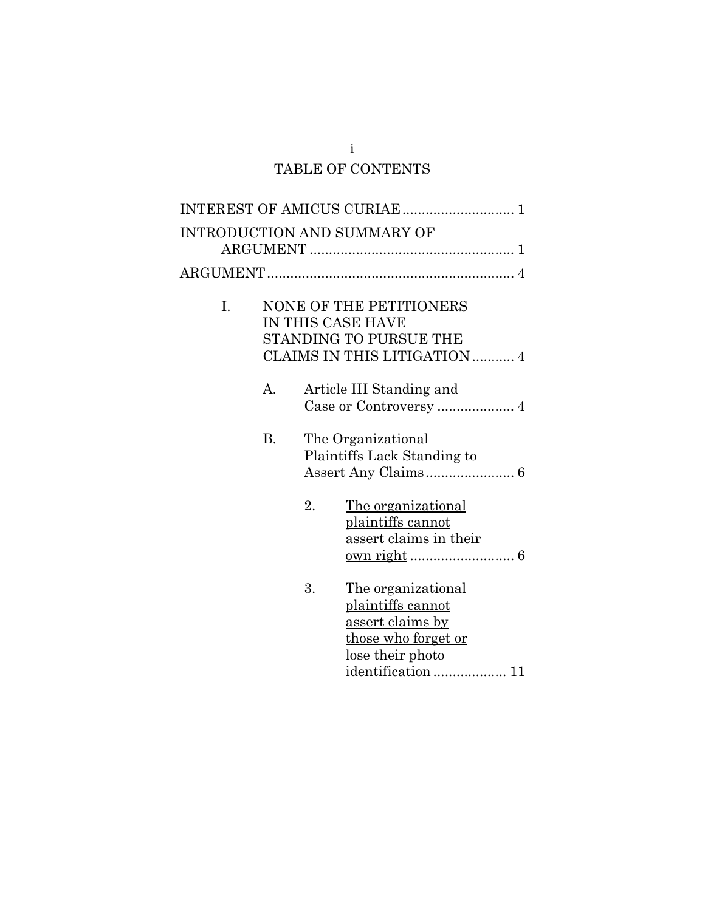# TABLE OF CONTENTS

INTEREST OF AMICUS CURIAE ............................ 1

INTRODUCTION AND SUMMARY OF ARGUMENT .................................................... 1

ARGUMENT ................................................................ 4

- I. NONE OF THE PETITIONERS IN THIS CASE HAVE STANDING TO PURSUE THE CLAIMS IN THIS LITIGATION ........... 4
  - A. Article III Standing and Case or Controversy .................... 4
  - B. The Organizational Plaintiffs Lack Standing to Assert Any Claims ....................... 6
    - 2. <u>The organizational plaintiffs cannot assert claims in their own right</u> ........................... 6
    - 3. <u>The organizational plaintiffs cannot assert claims by those who forget or lose their photo identification</u> .................. 11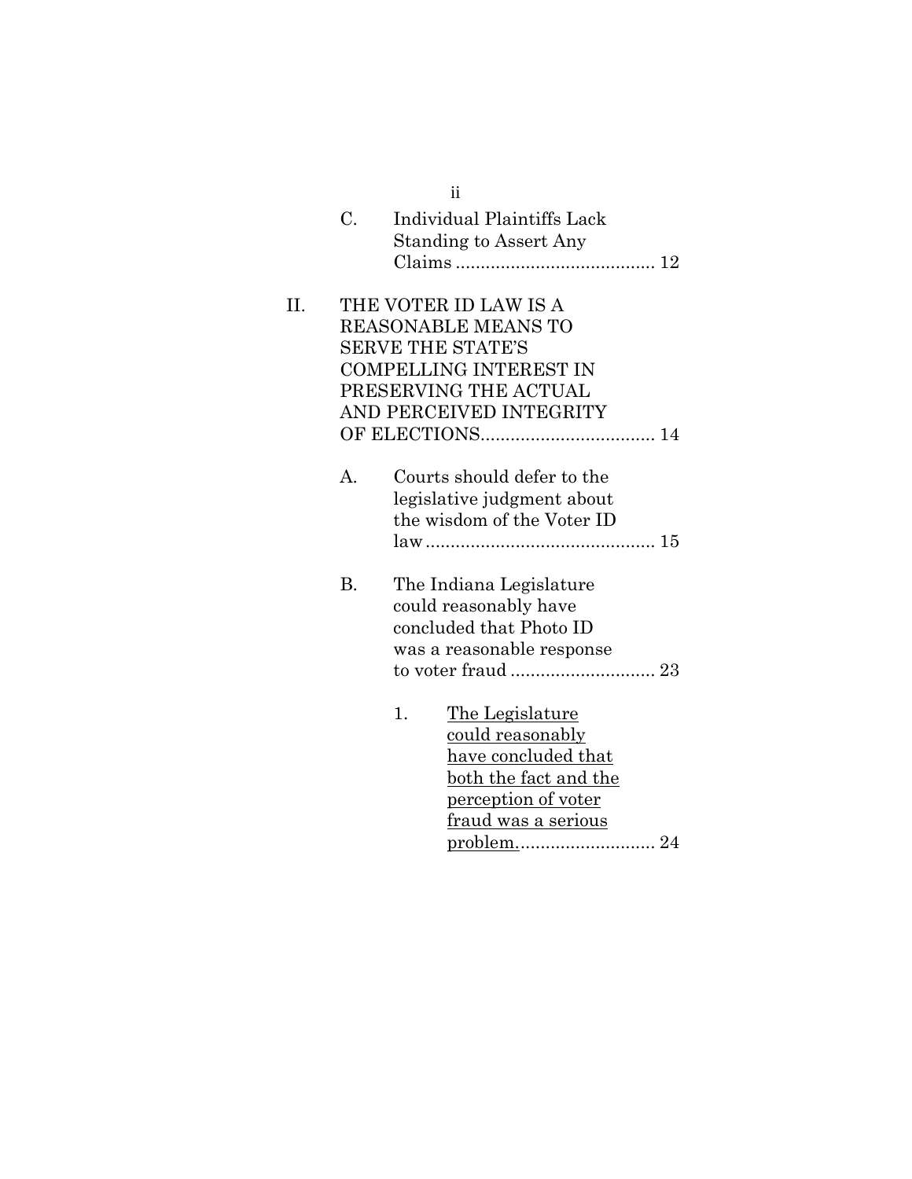C. Individual Plaintiffs Lack Standing to Assert Any Claims ........................................ 12

II. THE VOTER ID LAW IS A REASONABLE MEANS TO SERVE THE STATE'S COMPELLING INTEREST IN PRESERVING THE ACTUAL AND PERCEIVED INTEGRITY OF ELECTIONS................................... 14

A. Courts should defer to the legislative judgment about the wisdom of the Voter ID law.............................................. 15

B. The Indiana Legislature could reasonably have concluded that Photo ID was a reasonable response to voter fraud ............................. 23

1. <u>The Legislature could reasonably have concluded that both the fact and the perception of voter fraud was a serious problem.</u>........................... 24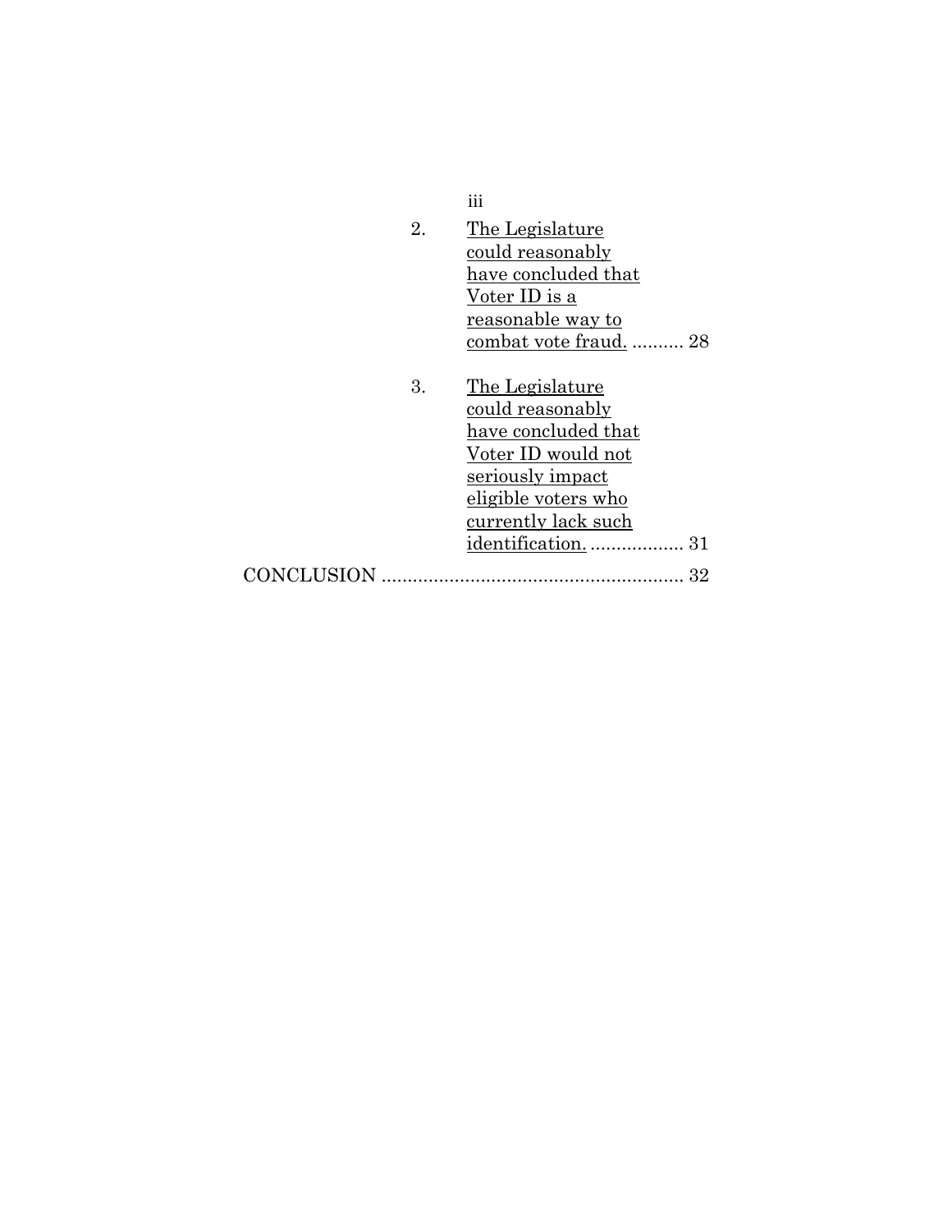2. The Legislature could reasonably have concluded that Voter ID is a reasonable way to combat vote fraud. .......... 28

3. The Legislature could reasonably have concluded that Voter ID would not seriously impact eligible voters who currently lack such identification. .................. 31

CONCLUSION .......................................................... 32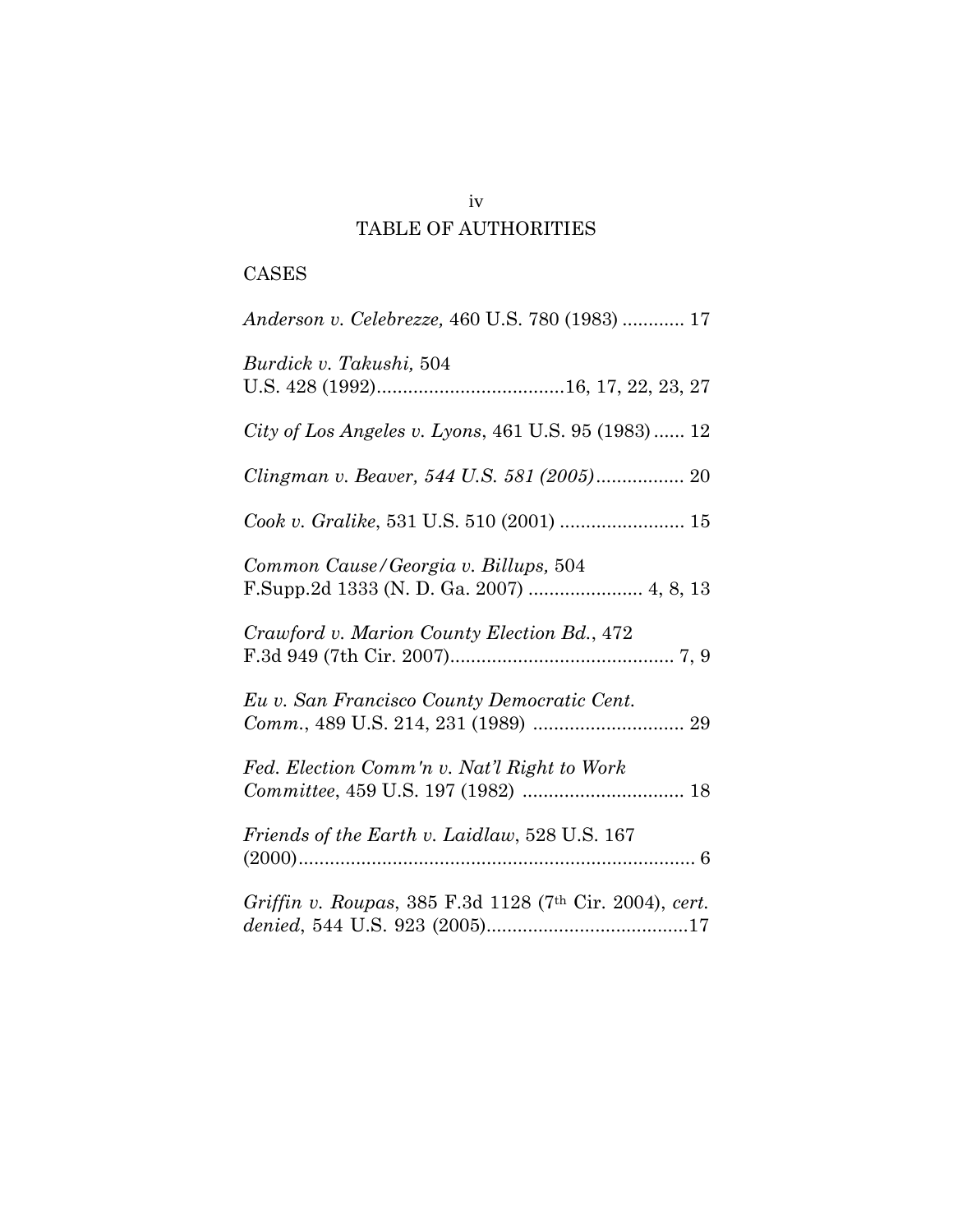# TABLE OF AUTHORITIES

## CASES

*Anderson v. Celebrezze,* 460 U.S. 780 (1983) ............ 17

*Burdick v. Takushi,* 504 U.S. 428 (1992)....................................16, 17, 22, 23, 27

*City of Los Angeles v. Lyons*, 461 U.S. 95 (1983)...... 12

*Clingman v. Beaver, 544 U.S. 581 (2005)*................. 20

*Cook v. Gralike*, 531 U.S. 510 (2001) ........................ 15

*Common Cause/Georgia v. Billups,* 504 F.Supp.2d 1333 (N. D. Ga. 2007) ...................... 4, 8, 13

*Crawford v. Marion County Election Bd.*, 472 F.3d 949 (7th Cir. 2007)........................................... 7, 9

*Eu v. San Francisco County Democratic Cent. Comm.*, 489 U.S. 214, 231 (1989) ............................. 29

*Fed. Election Comm'n v. Nat'l Right to Work Committee*, 459 U.S. 197 (1982) ............................... 18

*Friends of the Earth v. Laidlaw*, 528 U.S. 167 (2000)............................................................................ 6

*Griffin v. Roupas*, 385 F.3d 1128 (7th Cir. 2004), *cert. denied*, 544 U.S. 923 (2005).......................................17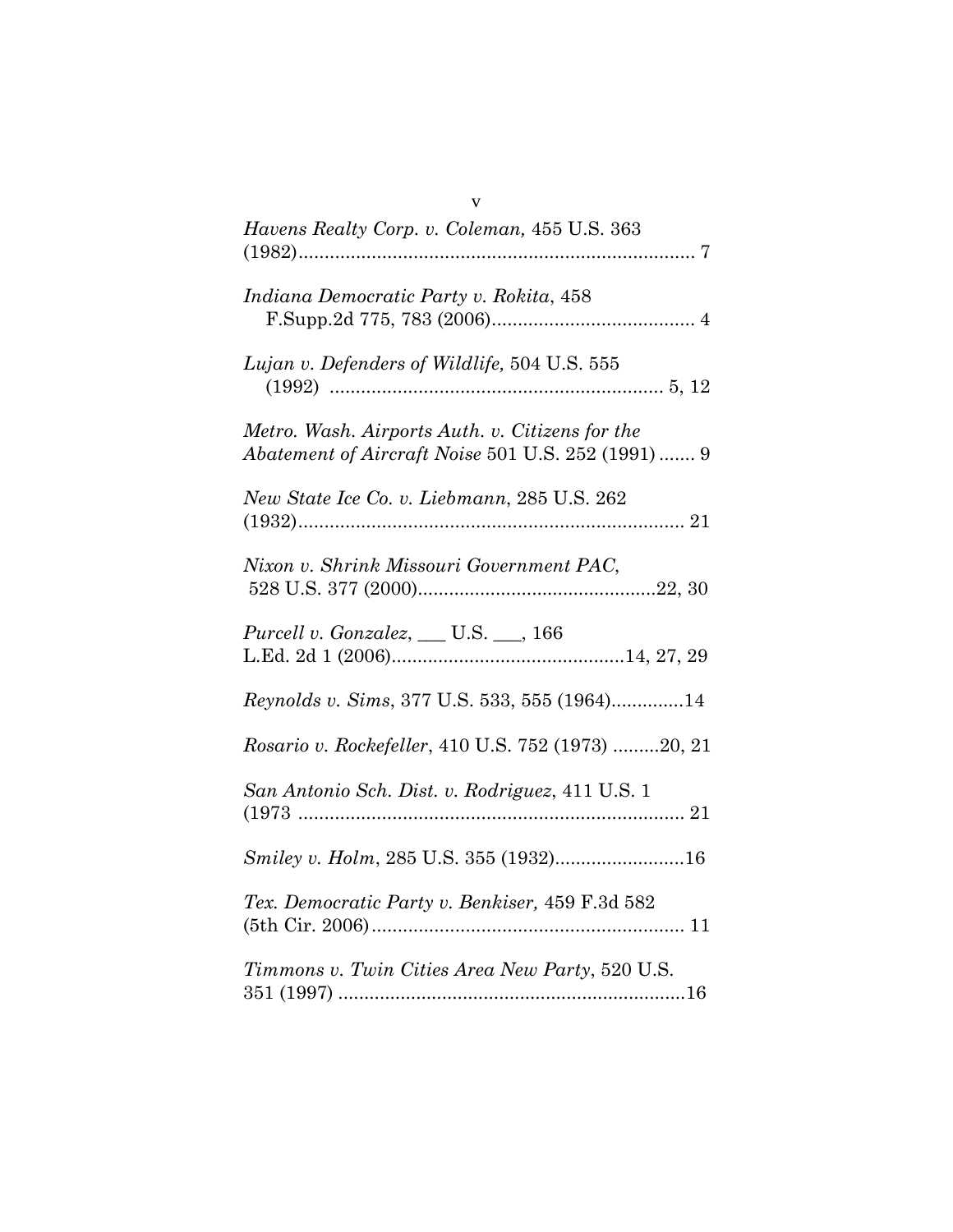*Havens Realty Corp. v. Coleman,* 455 U.S. 363 (1982)........................................................................ 7

*Indiana Democratic Party v. Rokita*, 458 F.Supp.2d 775, 783 (2006)....................................... 4

*Lujan v. Defenders of Wildlife,* 504 U.S. 555 (1992) ................................................................ 5, 12

*Metro. Wash. Airports Auth. v. Citizens for the Abatement of Aircraft Noise* 501 U.S. 252 (1991) ....... 9

*New State Ice Co. v. Liebmann*, 285 U.S. 262 (1932)........................................................................ 21

*Nixon v. Shrink Missouri Government PAC*, 528 U.S. 377 (2000)..............................................22, 30

*Purcell v. Gonzalez*, ___ U.S. ___, 166 L.Ed. 2d 1 (2006).............................................14, 27, 29

*Reynolds v. Sims*, 377 U.S. 533, 555 (1964)..............14

*Rosario v. Rockefeller*, 410 U.S. 752 (1973) .........20, 21

*San Antonio Sch. Dist. v. Rodriguez*, 411 U.S. 1 (1973 ........................................................................ 21

*Smiley v. Holm*, 285 U.S. 355 (1932).........................16

*Tex. Democratic Party v. Benkiser,* 459 F.3d 582 (5th Cir. 2006)............................................................ 11

*Timmons v. Twin Cities Area New Party*, 520 U.S. 351 (1997) ..................................................................16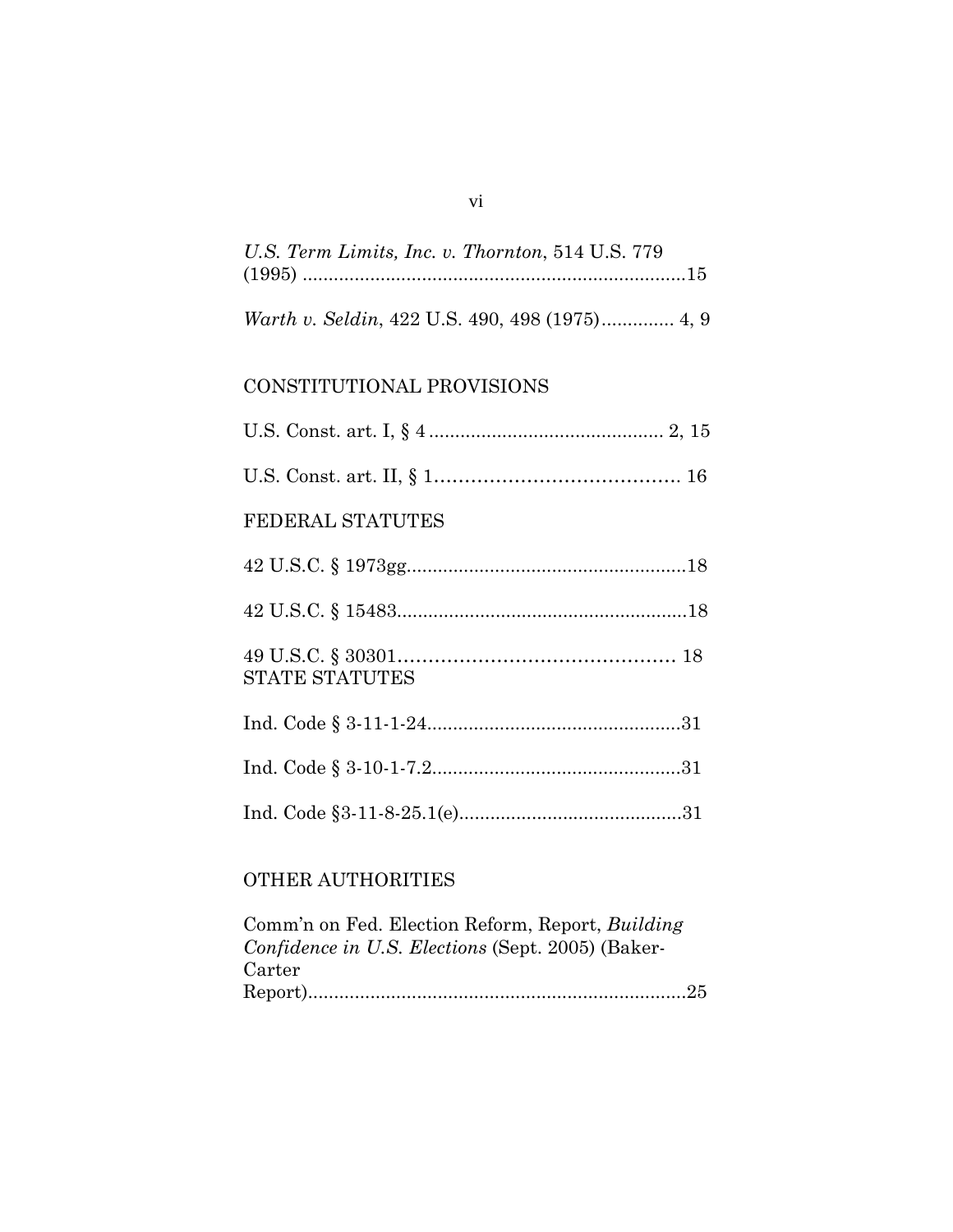*U.S. Term Limits, Inc. v. Thornton*, 514 U.S. 779 (1995) ..........................................................................15

*Warth v. Seldin*, 422 U.S. 490, 498 (1975).............. 4, 9

## CONSTITUTIONAL PROVISIONS

U.S. Const. art. I, § 4 ............................................. 2, 15

U.S. Const. art. II, § 1........................................ 16

## FEDERAL STATUTES

42 U.S.C. § 1973gg......................................................18

42 U.S.C. § 15483........................................................18

49 U.S.C. § 30301............................................ 18

## STATE STATUTES

Ind. Code § 3-11-1-24.................................................31

Ind. Code § 3-10-1-7.2................................................31

Ind. Code §3-11-8-25.1(e)...........................................31

## OTHER AUTHORITIES

Comm'n on Fed. Election Reform, Report, *Building Confidence in U.S. Elections* (Sept. 2005) (Baker-Carter Report)..........................................................................25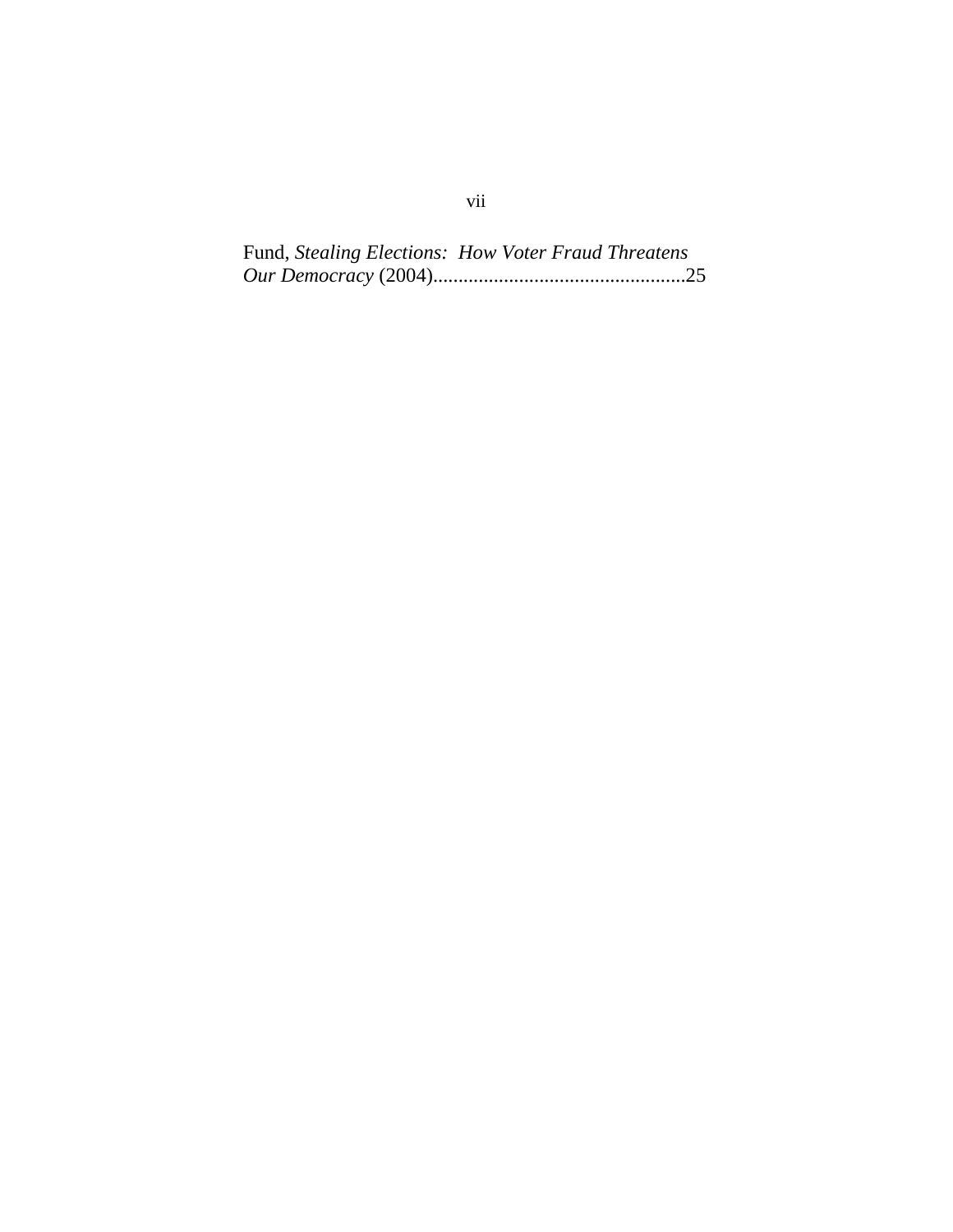Fund, *Stealing Elections: How Voter Fraud Threatens Our Democracy* (2004)..................................................25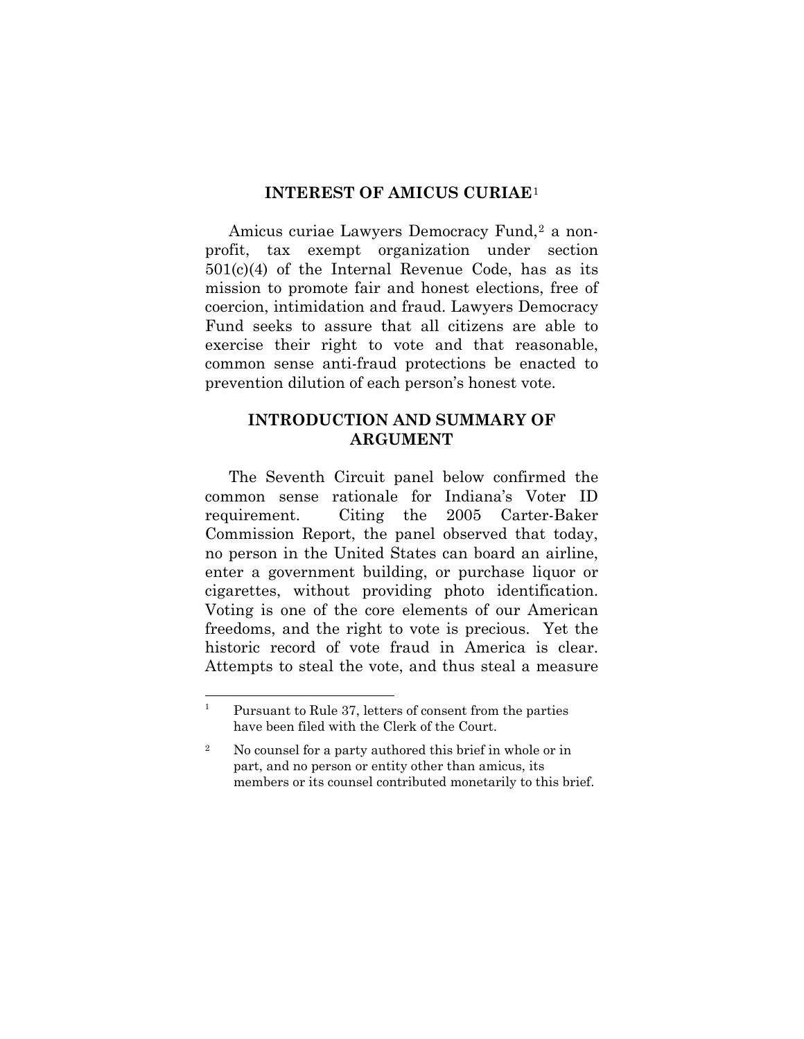## INTEREST OF AMICUS CURIAE[1]

Amicus curiae Lawyers Democracy Fund,[2] a non-profit, tax exempt organization under section 501(c)(4) of the Internal Revenue Code, has as its mission to promote fair and honest elections, free of coercion, intimidation and fraud. Lawyers Democracy Fund seeks to assure that all citizens are able to exercise their right to vote and that reasonable, common sense anti-fraud protections be enacted to prevention dilution of each person's honest vote.

## INTRODUCTION AND SUMMARY OF ARGUMENT

The Seventh Circuit panel below confirmed the common sense rationale for Indiana's Voter ID requirement. Citing the 2005 Carter-Baker Commission Report, the panel observed that today, no person in the United States can board an airline, enter a government building, or purchase liquor or cigarettes, without providing photo identification. Voting is one of the core elements of our American freedoms, and the right to vote is precious. Yet the historic record of vote fraud in America is clear. Attempts to steal the vote, and thus steal a measure

---

[1] Pursuant to Rule 37, letters of consent from the parties have been filed with the Clerk of the Court.

[2] No counsel for a party authored this brief in whole or in part, and no person or entity other than amicus, its members or its counsel contributed monetarily to this brief.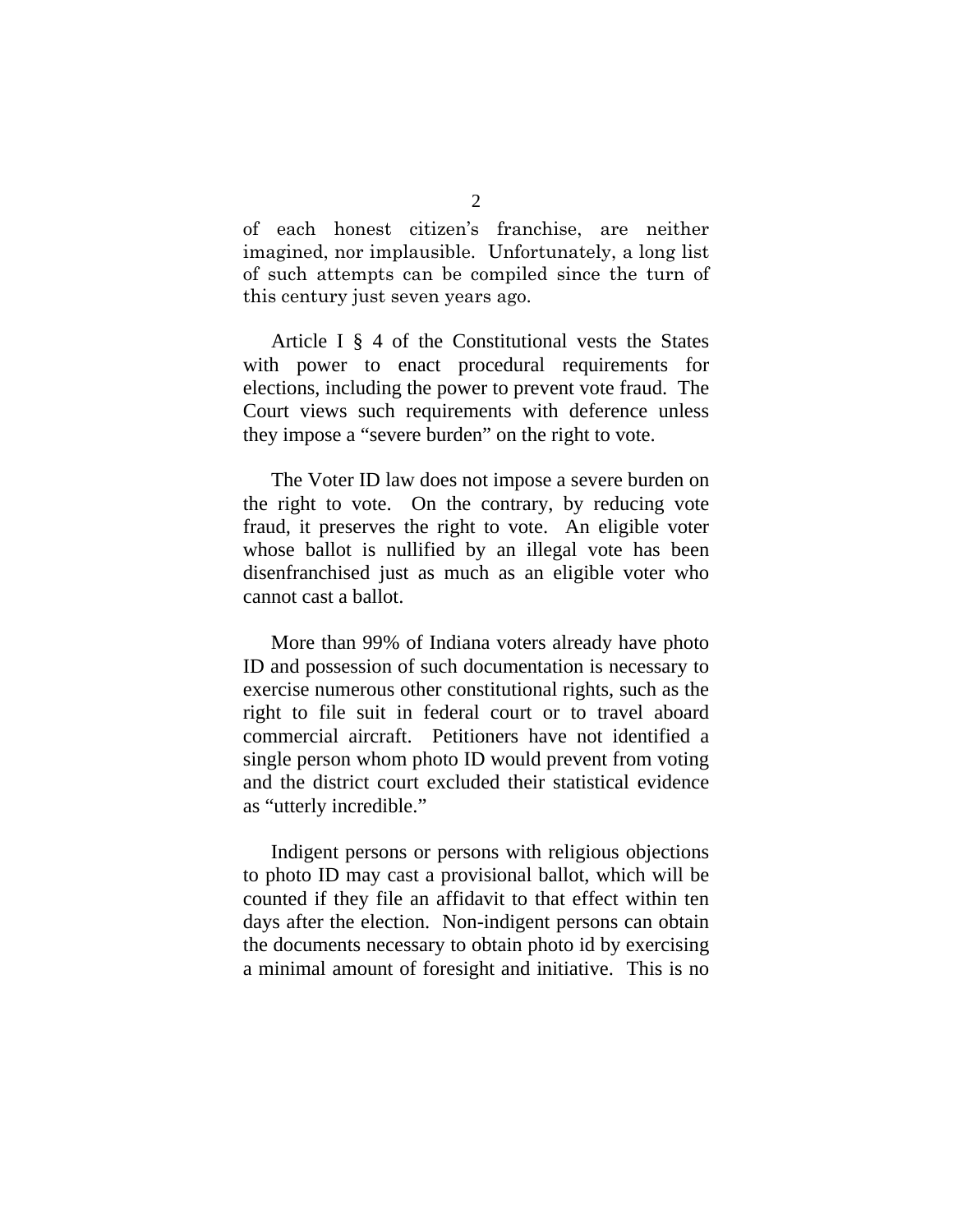of each honest citizen's franchise, are neither imagined, nor implausible. Unfortunately, a long list of such attempts can be compiled since the turn of this century just seven years ago.

Article I § 4 of the Constitutional vests the States with power to enact procedural requirements for elections, including the power to prevent vote fraud. The Court views such requirements with deference unless they impose a "severe burden" on the right to vote.

The Voter ID law does not impose a severe burden on the right to vote. On the contrary, by reducing vote fraud, it preserves the right to vote. An eligible voter whose ballot is nullified by an illegal vote has been disenfranchised just as much as an eligible voter who cannot cast a ballot.

More than 99% of Indiana voters already have photo ID and possession of such documentation is necessary to exercise numerous other constitutional rights, such as the right to file suit in federal court or to travel aboard commercial aircraft. Petitioners have not identified a single person whom photo ID would prevent from voting and the district court excluded their statistical evidence as "utterly incredible."

Indigent persons or persons with religious objections to photo ID may cast a provisional ballot, which will be counted if they file an affidavit to that effect within ten days after the election. Non-indigent persons can obtain the documents necessary to obtain photo id by exercising a minimal amount of foresight and initiative. This is no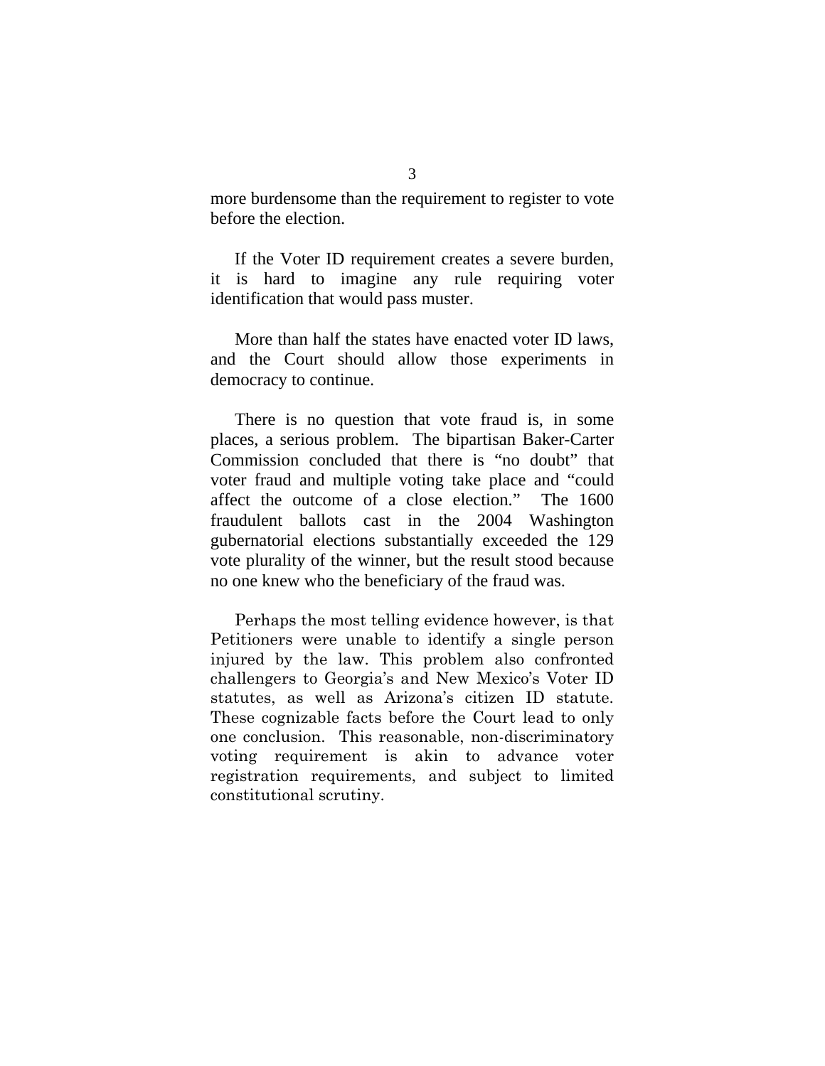more burdensome than the requirement to register to vote before the election.

If the Voter ID requirement creates a severe burden, it is hard to imagine any rule requiring voter identification that would pass muster.

More than half the states have enacted voter ID laws, and the Court should allow those experiments in democracy to continue.

There is no question that vote fraud is, in some places, a serious problem. The bipartisan Baker-Carter Commission concluded that there is "no doubt" that voter fraud and multiple voting take place and "could affect the outcome of a close election." The 1600 fraudulent ballots cast in the 2004 Washington gubernatorial elections substantially exceeded the 129 vote plurality of the winner, but the result stood because no one knew who the beneficiary of the fraud was.

Perhaps the most telling evidence however, is that Petitioners were unable to identify a single person injured by the law. This problem also confronted challengers to Georgia's and New Mexico's Voter ID statutes, as well as Arizona's citizen ID statute. These cognizable facts before the Court lead to only one conclusion. This reasonable, non-discriminatory voting requirement is akin to advance voter registration requirements, and subject to limited constitutional scrutiny.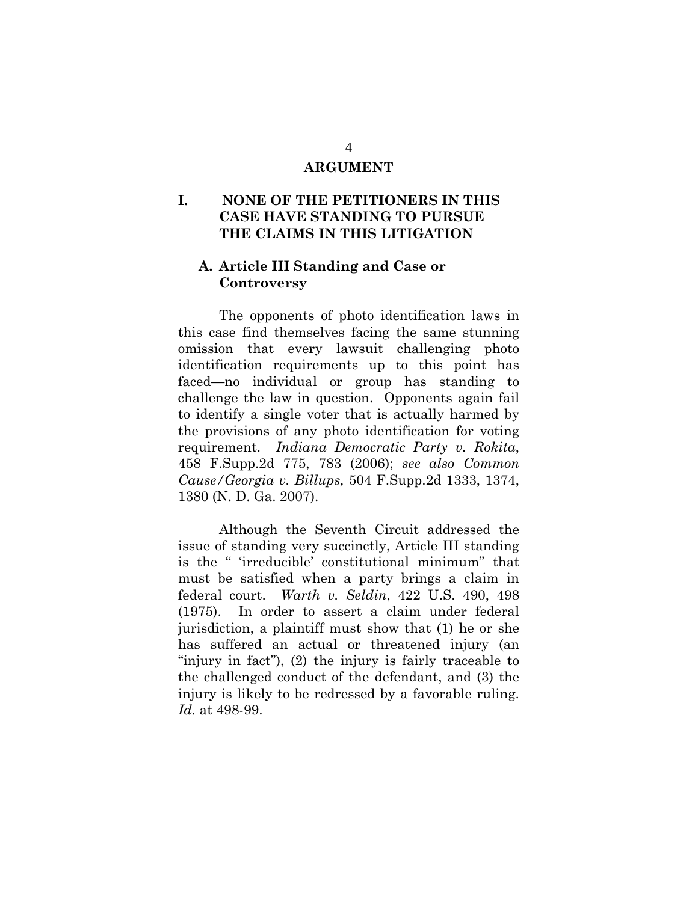# ARGUMENT

## I. NONE OF THE PETITIONERS IN THIS CASE HAVE STANDING TO PURSUE THE CLAIMS IN THIS LITIGATION

### A. Article III Standing and Case or Controversy

The opponents of photo identification laws in this case find themselves facing the same stunning omission that every lawsuit challenging photo identification requirements up to this point has faced—no individual or group has standing to challenge the law in question. Opponents again fail to identify a single voter that is actually harmed by the provisions of any photo identification for voting requirement. *Indiana Democratic Party v. Rokita*, 458 F.Supp.2d 775, 783 (2006); *see also Common Cause/Georgia v. Billups,* 504 F.Supp.2d 1333, 1374, 1380 (N. D. Ga. 2007).

Although the Seventh Circuit addressed the issue of standing very succinctly, Article III standing is the " 'irreducible' constitutional minimum" that must be satisfied when a party brings a claim in federal court. *Warth v. Seldin*, 422 U.S. 490, 498 (1975). In order to assert a claim under federal jurisdiction, a plaintiff must show that (1) he or she has suffered an actual or threatened injury (an "injury in fact"), (2) the injury is fairly traceable to the challenged conduct of the defendant, and (3) the injury is likely to be redressed by a favorable ruling. *Id.* at 498-99.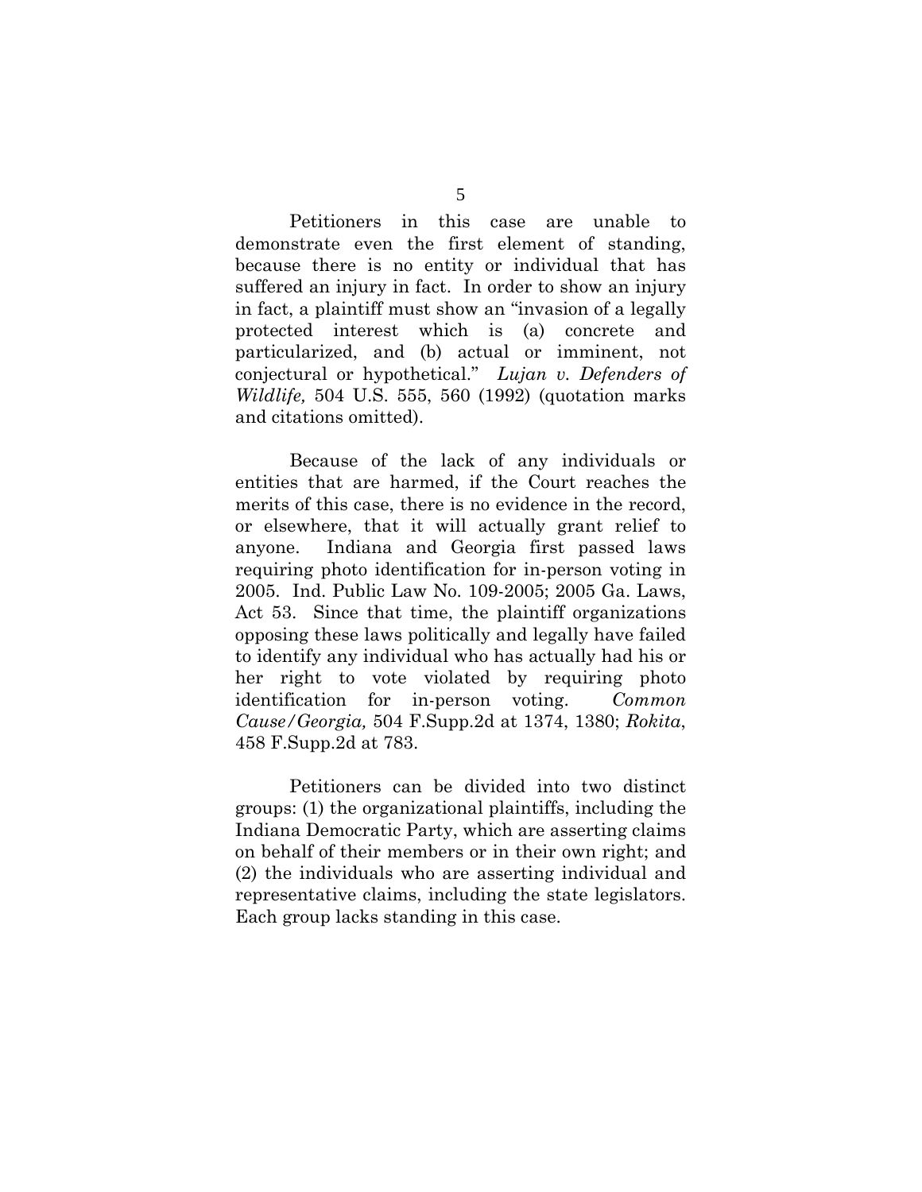Petitioners in this case are unable to demonstrate even the first element of standing, because there is no entity or individual that has suffered an injury in fact. In order to show an injury in fact, a plaintiff must show an "invasion of a legally protected interest which is (a) concrete and particularized, and (b) actual or imminent, not conjectural or hypothetical." *Lujan v. Defenders of Wildlife,* 504 U.S. 555, 560 (1992) (quotation marks and citations omitted).

Because of the lack of any individuals or entities that are harmed, if the Court reaches the merits of this case, there is no evidence in the record, or elsewhere, that it will actually grant relief to anyone. Indiana and Georgia first passed laws requiring photo identification for in-person voting in 2005. Ind. Public Law No. 109-2005; 2005 Ga. Laws, Act 53. Since that time, the plaintiff organizations opposing these laws politically and legally have failed to identify any individual who has actually had his or her right to vote violated by requiring photo identification for in-person voting. *Common Cause/Georgia,* 504 F.Supp.2d at 1374, 1380; *Rokita*, 458 F.Supp.2d at 783.

Petitioners can be divided into two distinct groups: (1) the organizational plaintiffs, including the Indiana Democratic Party, which are asserting claims on behalf of their members or in their own right; and (2) the individuals who are asserting individual and representative claims, including the state legislators. Each group lacks standing in this case.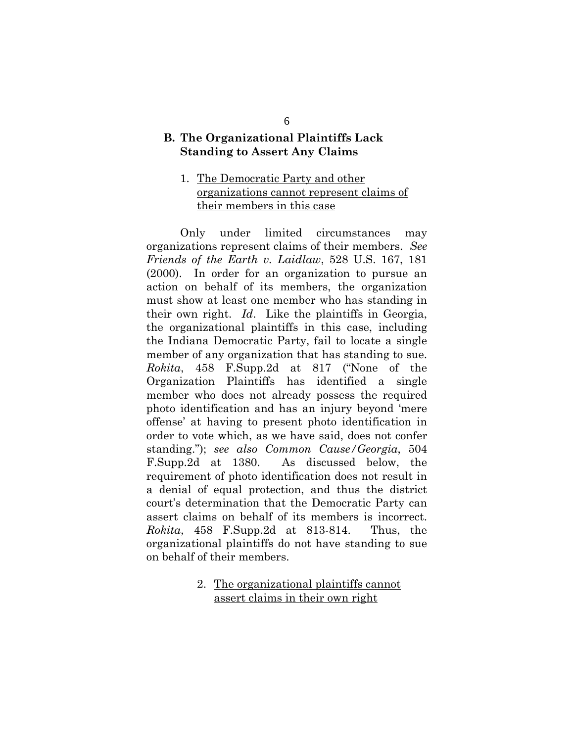## B. The Organizational Plaintiffs Lack Standing to Assert Any Claims

### 1. The Democratic Party and other organizations cannot represent claims of their members in this case

Only under limited circumstances may organizations represent claims of their members. *See Friends of the Earth v. Laidlaw*, 528 U.S. 167, 181 (2000). In order for an organization to pursue an action on behalf of its members, the organization must show at least one member who has standing in their own right. *Id*. Like the plaintiffs in Georgia, the organizational plaintiffs in this case, including the Indiana Democratic Party, fail to locate a single member of any organization that has standing to sue. *Rokita*, 458 F.Supp.2d at 817 ("None of the Organization Plaintiffs has identified a single member who does not already possess the required photo identification and has an injury beyond 'mere offense' at having to present photo identification in order to vote which, as we have said, does not confer standing."); *see also Common Cause/Georgia*, 504 F.Supp.2d at 1380. As discussed below, the requirement of photo identification does not result in a denial of equal protection, and thus the district court's determination that the Democratic Party can assert claims on behalf of its members is incorrect. *Rokita*, 458 F.Supp.2d at 813-814. Thus, the organizational plaintiffs do not have standing to sue on behalf of their members.

### 2. The organizational plaintiffs cannot assert claims in their own right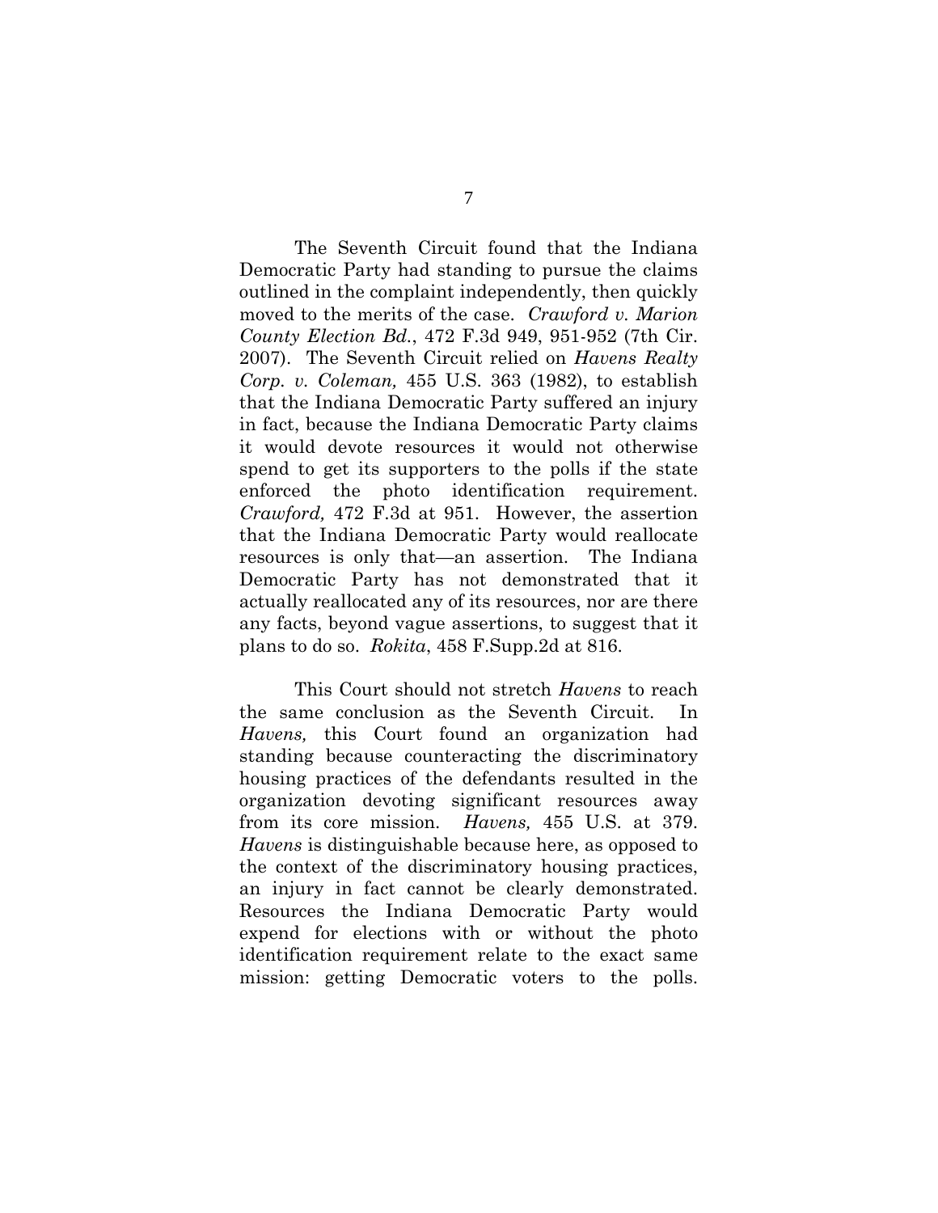The Seventh Circuit found that the Indiana Democratic Party had standing to pursue the claims outlined in the complaint independently, then quickly moved to the merits of the case. *Crawford v. Marion County Election Bd.*, 472 F.3d 949, 951-952 (7th Cir. 2007). The Seventh Circuit relied on *Havens Realty Corp. v. Coleman,* 455 U.S. 363 (1982), to establish that the Indiana Democratic Party suffered an injury in fact, because the Indiana Democratic Party claims it would devote resources it would not otherwise spend to get its supporters to the polls if the state enforced the photo identification requirement. *Crawford,* 472 F.3d at 951. However, the assertion that the Indiana Democratic Party would reallocate resources is only that—an assertion. The Indiana Democratic Party has not demonstrated that it actually reallocated any of its resources, nor are there any facts, beyond vague assertions, to suggest that it plans to do so. *Rokita*, 458 F.Supp.2d at 816.

This Court should not stretch *Havens* to reach the same conclusion as the Seventh Circuit. In *Havens,* this Court found an organization had standing because counteracting the discriminatory housing practices of the defendants resulted in the organization devoting significant resources away from its core mission. *Havens,* 455 U.S. at 379. *Havens* is distinguishable because here, as opposed to the context of the discriminatory housing practices, an injury in fact cannot be clearly demonstrated. Resources the Indiana Democratic Party would expend for elections with or without the photo identification requirement relate to the exact same mission: getting Democratic voters to the polls.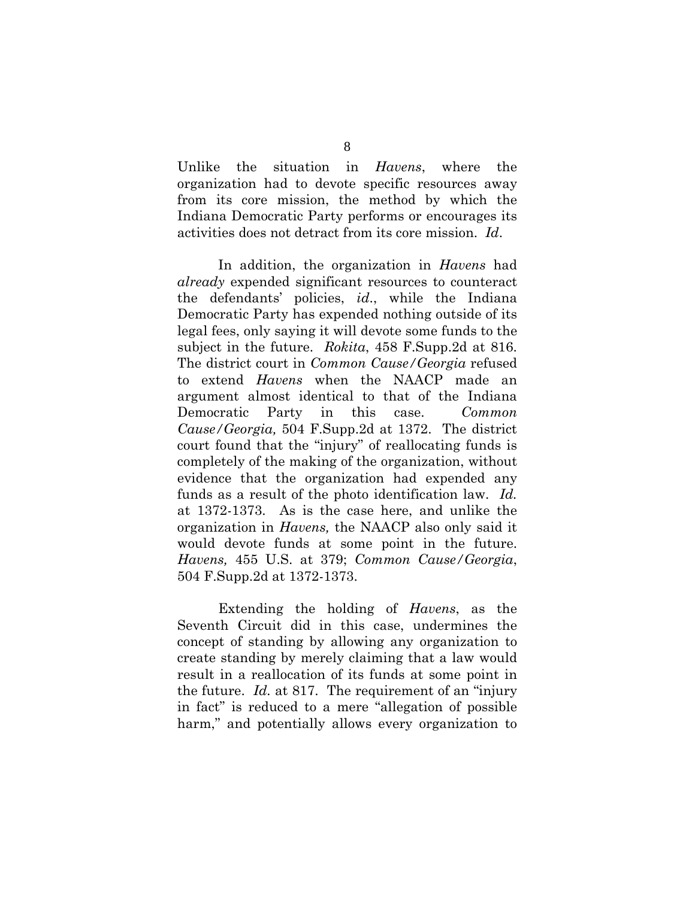Unlike the situation in *Havens*, where the organization had to devote specific resources away from its core mission, the method by which the Indiana Democratic Party performs or encourages its activities does not detract from its core mission. *Id*.

In addition, the organization in *Havens* had *already* expended significant resources to counteract the defendants' policies, *id*., while the Indiana Democratic Party has expended nothing outside of its legal fees, only saying it will devote some funds to the subject in the future. *Rokita*, 458 F.Supp.2d at 816. The district court in *Common Cause/Georgia* refused to extend *Havens* when the NAACP made an argument almost identical to that of the Indiana Democratic Party in this case. *Common Cause/Georgia,* 504 F.Supp.2d at 1372. The district court found that the "injury" of reallocating funds is completely of the making of the organization, without evidence that the organization had expended any funds as a result of the photo identification law. *Id.* at 1372-1373. As is the case here, and unlike the organization in *Havens,* the NAACP also only said it would devote funds at some point in the future. *Havens,* 455 U.S. at 379; *Common Cause/Georgia*, 504 F.Supp.2d at 1372-1373.

Extending the holding of *Havens*, as the Seventh Circuit did in this case, undermines the concept of standing by allowing any organization to create standing by merely claiming that a law would result in a reallocation of its funds at some point in the future. *Id.* at 817. The requirement of an "injury in fact" is reduced to a mere "allegation of possible harm," and potentially allows every organization to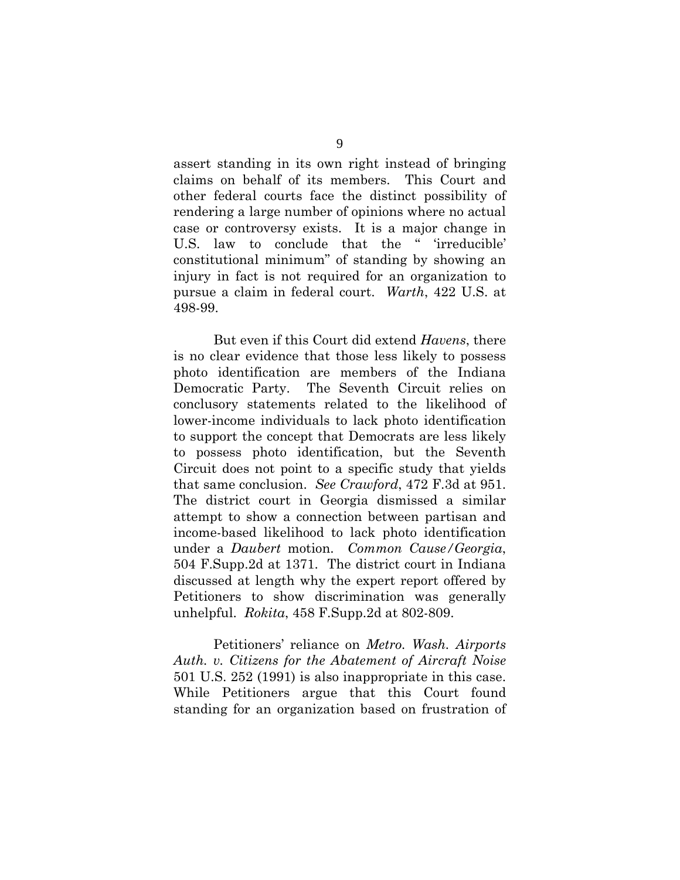assert standing in its own right instead of bringing claims on behalf of its members. This Court and other federal courts face the distinct possibility of rendering a large number of opinions where no actual case or controversy exists. It is a major change in U.S. law to conclude that the " 'irreducible' constitutional minimum" of standing by showing an injury in fact is not required for an organization to pursue a claim in federal court. *Warth*, 422 U.S. at 498-99.

But even if this Court did extend *Havens*, there is no clear evidence that those less likely to possess photo identification are members of the Indiana Democratic Party. The Seventh Circuit relies on conclusory statements related to the likelihood of lower-income individuals to lack photo identification to support the concept that Democrats are less likely to possess photo identification, but the Seventh Circuit does not point to a specific study that yields that same conclusion. *See Crawford*, 472 F.3d at 951. The district court in Georgia dismissed a similar attempt to show a connection between partisan and income-based likelihood to lack photo identification under a *Daubert* motion. *Common Cause/Georgia*, 504 F.Supp.2d at 1371. The district court in Indiana discussed at length why the expert report offered by Petitioners to show discrimination was generally unhelpful. *Rokita*, 458 F.Supp.2d at 802-809.

Petitioners' reliance on *Metro. Wash. Airports Auth. v. Citizens for the Abatement of Aircraft Noise* 501 U.S. 252 (1991) is also inappropriate in this case. While Petitioners argue that this Court found standing for an organization based on frustration of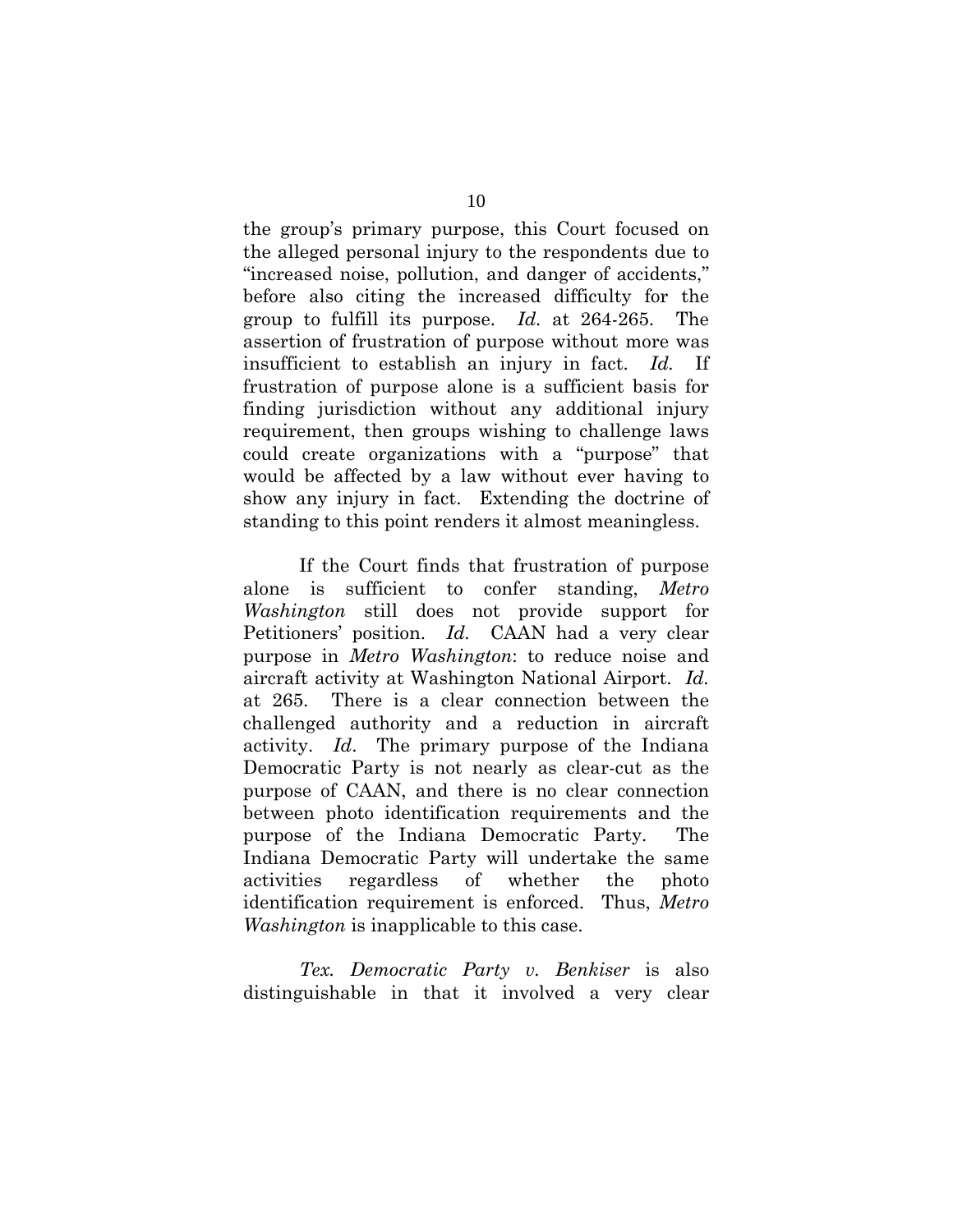the group's primary purpose, this Court focused on the alleged personal injury to the respondents due to "increased noise, pollution, and danger of accidents," before also citing the increased difficulty for the group to fulfill its purpose. *Id.* at 264-265. The assertion of frustration of purpose without more was insufficient to establish an injury in fact. *Id.* If frustration of purpose alone is a sufficient basis for finding jurisdiction without any additional injury requirement, then groups wishing to challenge laws could create organizations with a "purpose" that would be affected by a law without ever having to show any injury in fact. Extending the doctrine of standing to this point renders it almost meaningless.

If the Court finds that frustration of purpose alone is sufficient to confer standing, *Metro Washington* still does not provide support for Petitioners' position. *Id.* CAAN had a very clear purpose in *Metro Washington*: to reduce noise and aircraft activity at Washington National Airport. *Id.* at 265. There is a clear connection between the challenged authority and a reduction in aircraft activity. *Id*. The primary purpose of the Indiana Democratic Party is not nearly as clear-cut as the purpose of CAAN, and there is no clear connection between photo identification requirements and the purpose of the Indiana Democratic Party. The Indiana Democratic Party will undertake the same activities regardless of whether the photo identification requirement is enforced. Thus, *Metro Washington* is inapplicable to this case.

*Tex. Democratic Party v. Benkiser* is also distinguishable in that it involved a very clear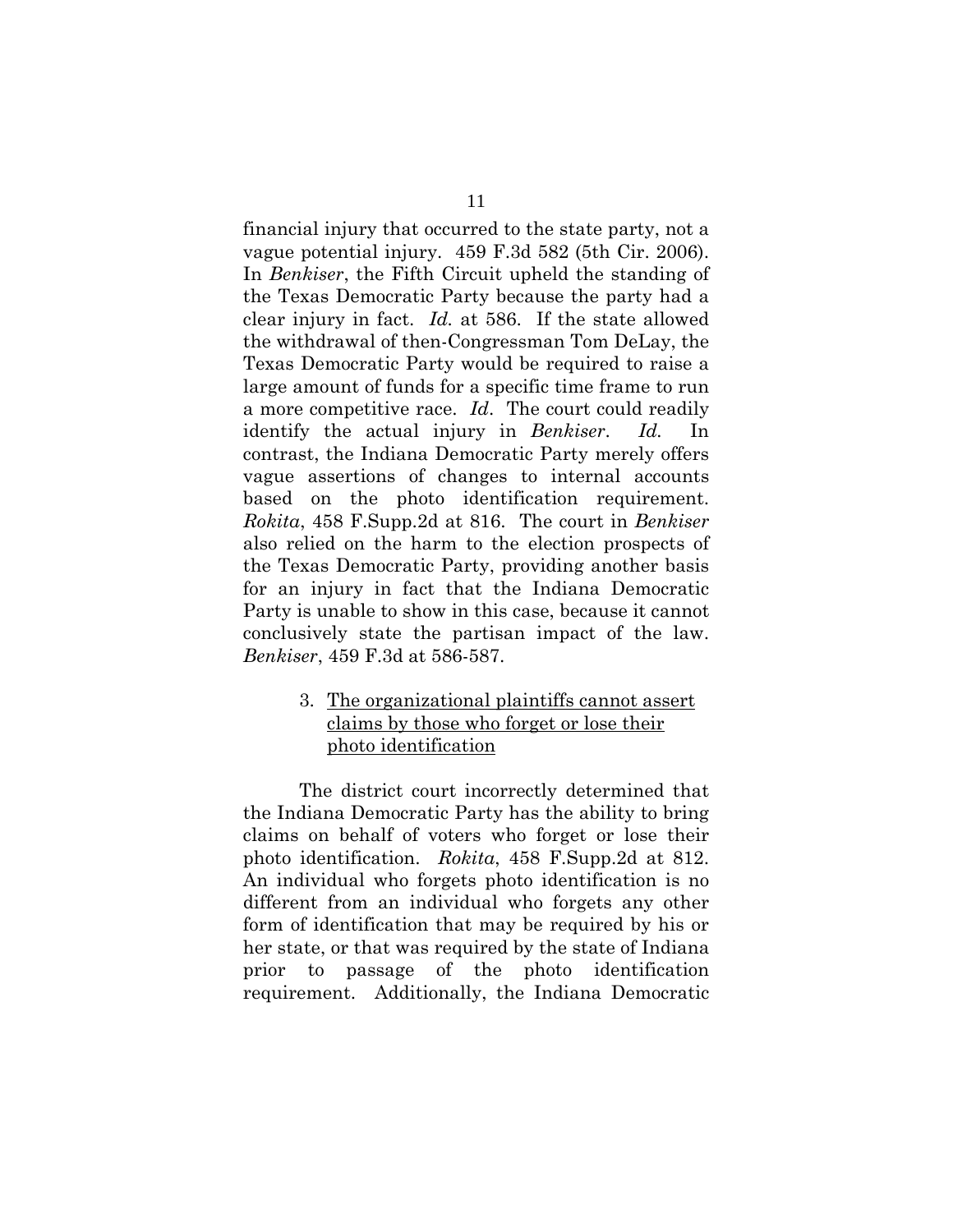financial injury that occurred to the state party, not a vague potential injury. 459 F.3d 582 (5th Cir. 2006). In *Benkiser*, the Fifth Circuit upheld the standing of the Texas Democratic Party because the party had a clear injury in fact. *Id.* at 586. If the state allowed the withdrawal of then-Congressman Tom DeLay, the Texas Democratic Party would be required to raise a large amount of funds for a specific time frame to run a more competitive race. *Id*. The court could readily identify the actual injury in *Benkiser*. *Id.* In contrast, the Indiana Democratic Party merely offers vague assertions of changes to internal accounts based on the photo identification requirement. *Rokita*, 458 F.Supp.2d at 816. The court in *Benkiser* also relied on the harm to the election prospects of the Texas Democratic Party, providing another basis for an injury in fact that the Indiana Democratic Party is unable to show in this case, because it cannot conclusively state the partisan impact of the law. *Benkiser*, 459 F.3d at 586-587.

3. <u>The organizational plaintiffs cannot assert claims by those who forget or lose their photo identification</u>

The district court incorrectly determined that the Indiana Democratic Party has the ability to bring claims on behalf of voters who forget or lose their photo identification. *Rokita*, 458 F.Supp.2d at 812. An individual who forgets photo identification is no different from an individual who forgets any other form of identification that may be required by his or her state, or that was required by the state of Indiana prior to passage of the photo identification requirement. Additionally, the Indiana Democratic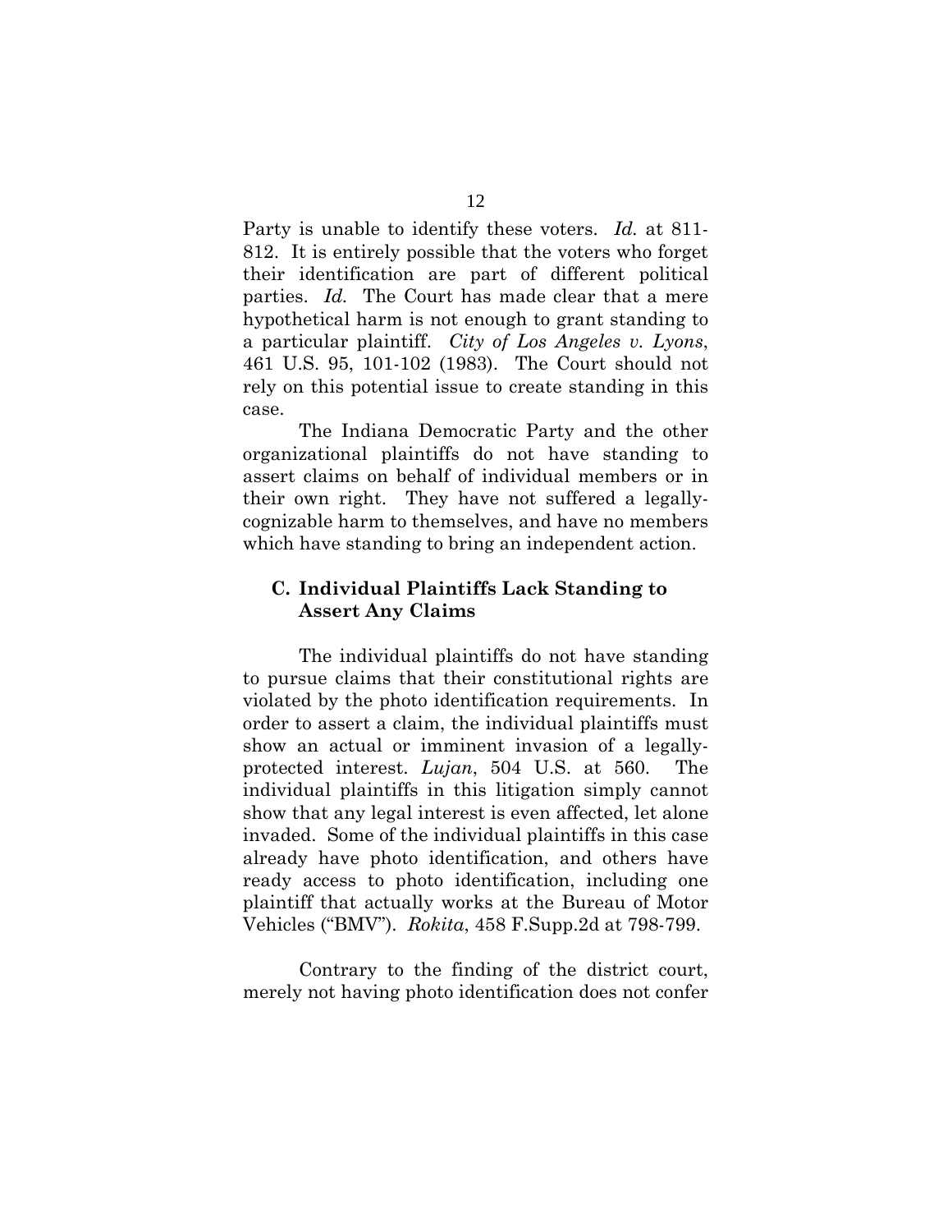Party is unable to identify these voters. *Id.* at 811-812. It is entirely possible that the voters who forget their identification are part of different political parties. *Id.* The Court has made clear that a mere hypothetical harm is not enough to grant standing to a particular plaintiff. *City of Los Angeles v. Lyons*, 461 U.S. 95, 101-102 (1983). The Court should not rely on this potential issue to create standing in this case.

The Indiana Democratic Party and the other organizational plaintiffs do not have standing to assert claims on behalf of individual members or in their own right. They have not suffered a legally-cognizable harm to themselves, and have no members which have standing to bring an independent action.

### C. Individual Plaintiffs Lack Standing to Assert Any Claims

The individual plaintiffs do not have standing to pursue claims that their constitutional rights are violated by the photo identification requirements. In order to assert a claim, the individual plaintiffs must show an actual or imminent invasion of a legally-protected interest. *Lujan*, 504 U.S. at 560. The individual plaintiffs in this litigation simply cannot show that any legal interest is even affected, let alone invaded. Some of the individual plaintiffs in this case already have photo identification, and others have ready access to photo identification, including one plaintiff that actually works at the Bureau of Motor Vehicles ("BMV"). *Rokita*, 458 F.Supp.2d at 798-799.

Contrary to the finding of the district court, merely not having photo identification does not confer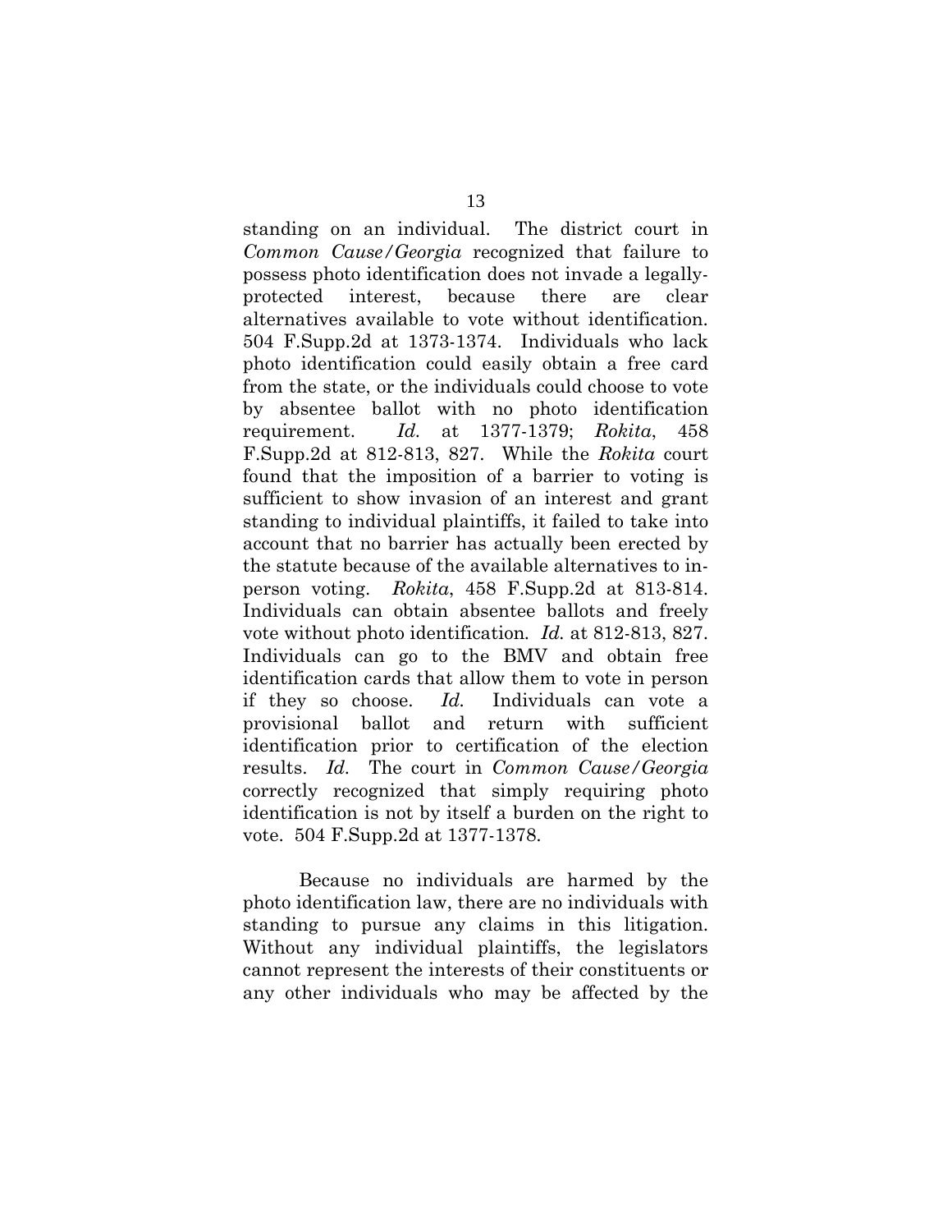standing on an individual. The district court in *Common Cause/Georgia* recognized that failure to possess photo identification does not invade a legally-protected interest, because there are clear alternatives available to vote without identification. 504 F.Supp.2d at 1373-1374. Individuals who lack photo identification could easily obtain a free card from the state, or the individuals could choose to vote by absentee ballot with no photo identification requirement. *Id.* at 1377-1379; *Rokita*, 458 F.Supp.2d at 812-813, 827. While the *Rokita* court found that the imposition of a barrier to voting is sufficient to show invasion of an interest and grant standing to individual plaintiffs, it failed to take into account that no barrier has actually been erected by the statute because of the available alternatives to in-person voting. *Rokita*, 458 F.Supp.2d at 813-814. Individuals can obtain absentee ballots and freely vote without photo identification. *Id.* at 812-813, 827. Individuals can go to the BMV and obtain free identification cards that allow them to vote in person if they so choose. *Id.* Individuals can vote a provisional ballot and return with sufficient identification prior to certification of the election results. *Id.* The court in *Common Cause/Georgia* correctly recognized that simply requiring photo identification is not by itself a burden on the right to vote. 504 F.Supp.2d at 1377-1378.

Because no individuals are harmed by the photo identification law, there are no individuals with standing to pursue any claims in this litigation. Without any individual plaintiffs, the legislators cannot represent the interests of their constituents or any other individuals who may be affected by the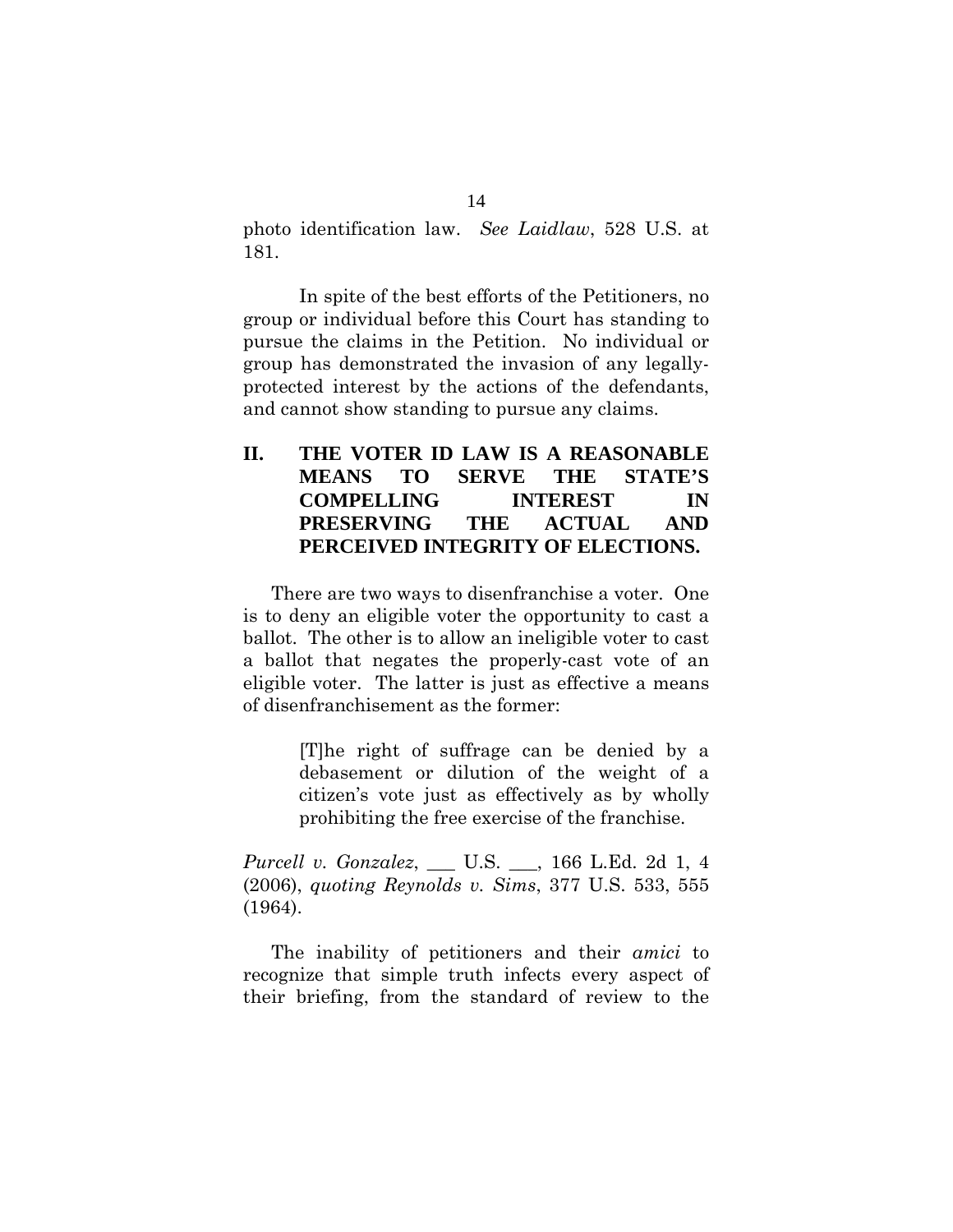photo identification law. *See Laidlaw*, 528 U.S. at 181.

In spite of the best efforts of the Petitioners, no group or individual before this Court has standing to pursue the claims in the Petition. No individual or group has demonstrated the invasion of any legally-protected interest by the actions of the defendants, and cannot show standing to pursue any claims.

## II. THE VOTER ID LAW IS A REASONABLE MEANS TO SERVE THE STATE'S COMPELLING INTEREST IN PRESERVING THE ACTUAL AND PERCEIVED INTEGRITY OF ELECTIONS.

There are two ways to disenfranchise a voter. One is to deny an eligible voter the opportunity to cast a ballot. The other is to allow an ineligible voter to cast a ballot that negates the properly-cast vote of an eligible voter. The latter is just as effective a means of disenfranchisement as the former:

> [T]he right of suffrage can be denied by a debasement or dilution of the weight of a citizen's vote just as effectively as by wholly prohibiting the free exercise of the franchise.

*Purcell v. Gonzalez*, ___ U.S. ___, 166 L.Ed. 2d 1, 4 (2006), *quoting Reynolds v. Sims*, 377 U.S. 533, 555 (1964).

The inability of petitioners and their *amici* to recognize that simple truth infects every aspect of their briefing, from the standard of review to the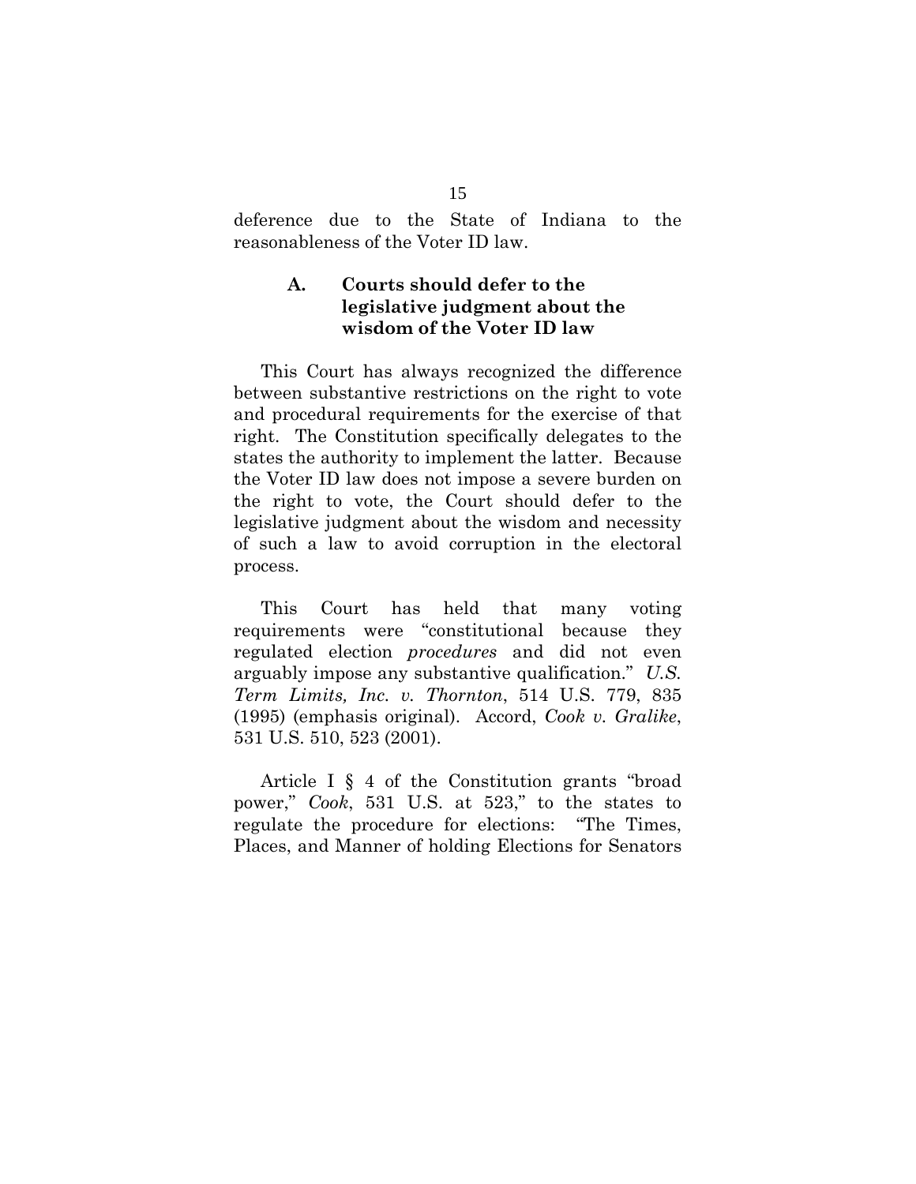deference due to the State of Indiana to the reasonableness of the Voter ID law.

### A. Courts should defer to the legislative judgment about the wisdom of the Voter ID law

This Court has always recognized the difference between substantive restrictions on the right to vote and procedural requirements for the exercise of that right. The Constitution specifically delegates to the states the authority to implement the latter. Because the Voter ID law does not impose a severe burden on the right to vote, the Court should defer to the legislative judgment about the wisdom and necessity of such a law to avoid corruption in the electoral process.

This Court has held that many voting requirements were "constitutional because they regulated election *procedures* and did not even arguably impose any substantive qualification." *U.S. Term Limits, Inc. v. Thornton*, 514 U.S. 779, 835 (1995) (emphasis original). Accord, *Cook v. Gralike*, 531 U.S. 510, 523 (2001).

Article I § 4 of the Constitution grants "broad power," *Cook*, 531 U.S. at 523," to the states to regulate the procedure for elections: "The Times, Places, and Manner of holding Elections for Senators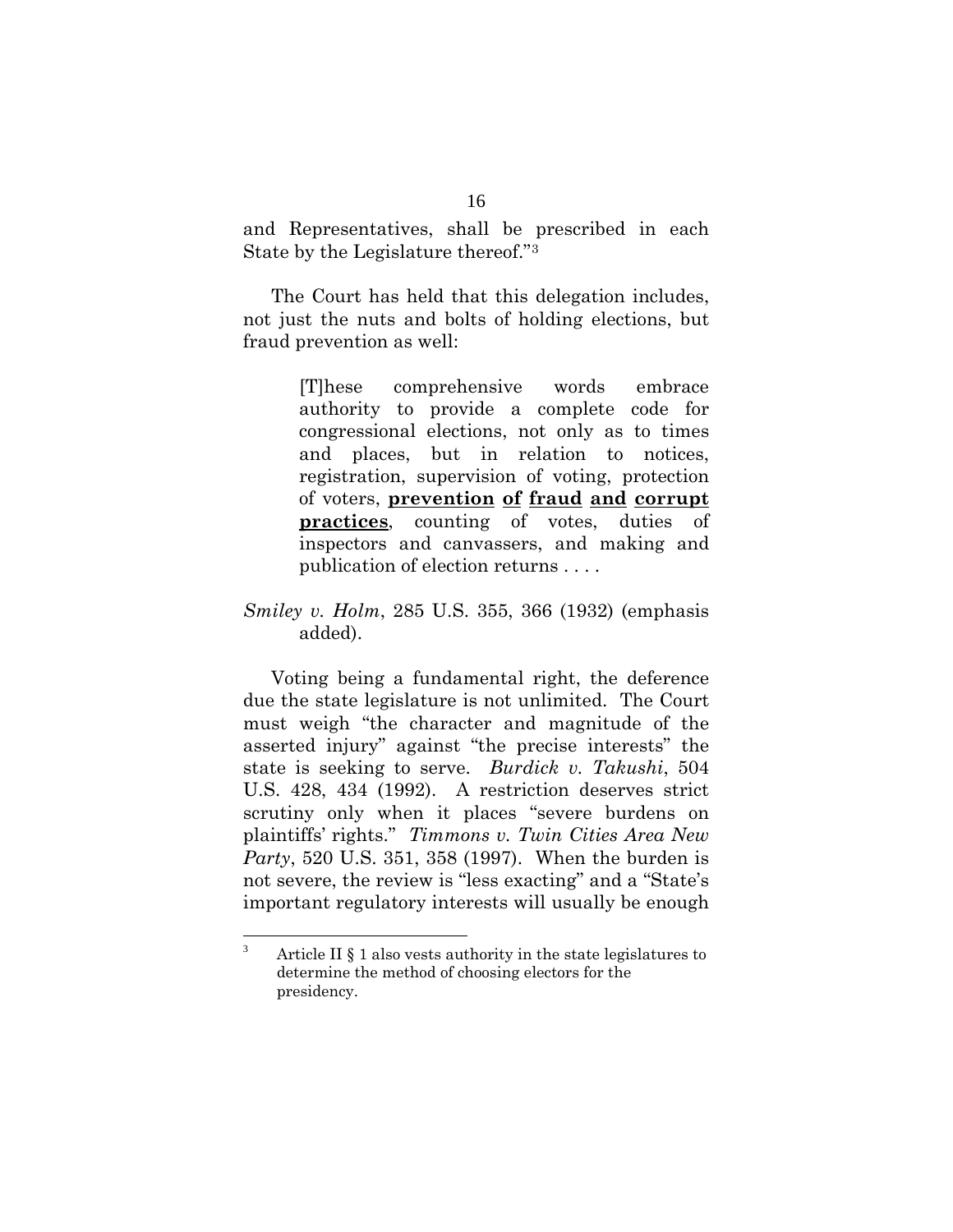and Representatives, shall be prescribed in each State by the Legislature thereof."[3]

The Court has held that this delegation includes, not just the nuts and bolts of holding elections, but fraud prevention as well:

> [T]hese comprehensive words embrace authority to provide a complete code for congressional elections, not only as to times and places, but in relation to notices, registration, supervision of voting, protection of voters, **prevention of fraud and corrupt practices**, counting of votes, duties of inspectors and canvassers, and making and publication of election returns . . . .

*Smiley v. Holm*, 285 U.S. 355, 366 (1932) (emphasis added).

Voting being a fundamental right, the deference due the state legislature is not unlimited. The Court must weigh "the character and magnitude of the asserted injury" against "the precise interests" the state is seeking to serve. *Burdick v. Takushi*, 504 U.S. 428, 434 (1992). A restriction deserves strict scrutiny only when it places "severe burdens on plaintiffs' rights." *Timmons v. Twin Cities Area New Party*, 520 U.S. 351, 358 (1997). When the burden is not severe, the review is "less exacting" and a "State's important regulatory interests will usually be enough

---

[3] Article II § 1 also vests authority in the state legislatures to determine the method of choosing electors for the presidency.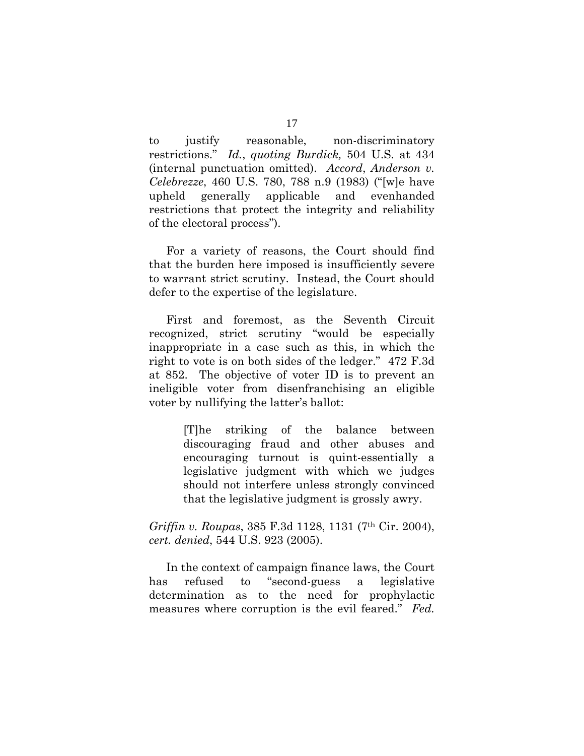to justify reasonable, non-discriminatory restrictions." *Id.*, *quoting Burdick,* 504 U.S. at 434 (internal punctuation omitted). *Accord*, *Anderson v. Celebrezze*, 460 U.S. 780, 788 n.9 (1983) ("[w]e have upheld generally applicable and evenhanded restrictions that protect the integrity and reliability of the electoral process").

For a variety of reasons, the Court should find that the burden here imposed is insufficiently severe to warrant strict scrutiny. Instead, the Court should defer to the expertise of the legislature.

First and foremost, as the Seventh Circuit recognized, strict scrutiny "would be especially inappropriate in a case such as this, in which the right to vote is on both sides of the ledger." 472 F.3d at 852. The objective of voter ID is to prevent an ineligible voter from disenfranchising an eligible voter by nullifying the latter's ballot:

> [T]he striking of the balance between discouraging fraud and other abuses and encouraging turnout is quint-essentially a legislative judgment with which we judges should not interfere unless strongly convinced that the legislative judgment is grossly awry.

*Griffin v. Roupas*, 385 F.3d 1128, 1131 (7th Cir. 2004), *cert. denied*, 544 U.S. 923 (2005).

In the context of campaign finance laws, the Court has refused to "second-guess a legislative determination as to the need for prophylactic measures where corruption is the evil feared." *Fed.*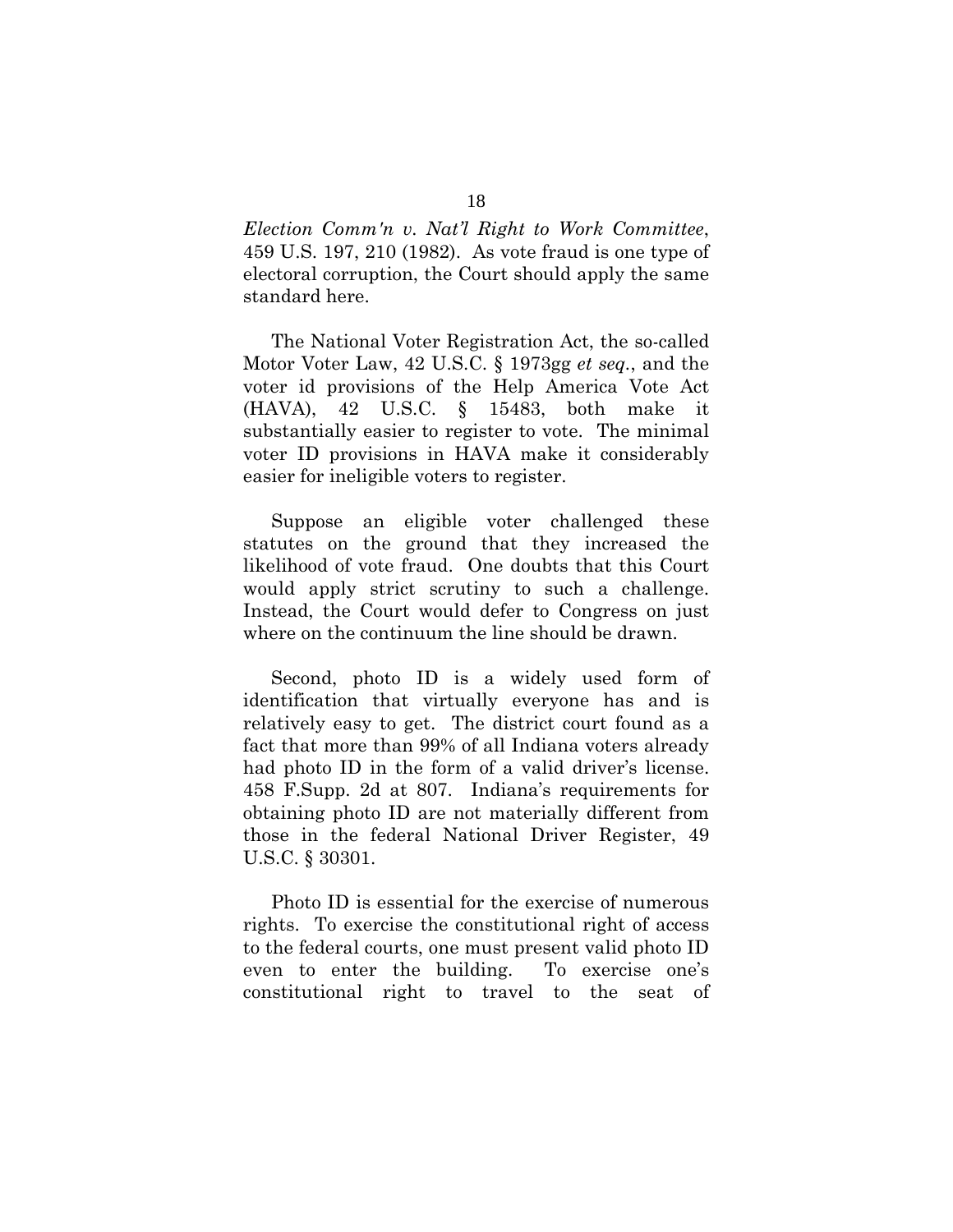*Election Comm'n v. Nat'l Right to Work Committee*, 459 U.S. 197, 210 (1982). As vote fraud is one type of electoral corruption, the Court should apply the same standard here.

The National Voter Registration Act, the so-called Motor Voter Law, 42 U.S.C. § 1973gg *et seq*., and the voter id provisions of the Help America Vote Act (HAVA), 42 U.S.C. § 15483, both make it substantially easier to register to vote. The minimal voter ID provisions in HAVA make it considerably easier for ineligible voters to register.

Suppose an eligible voter challenged these statutes on the ground that they increased the likelihood of vote fraud. One doubts that this Court would apply strict scrutiny to such a challenge. Instead, the Court would defer to Congress on just where on the continuum the line should be drawn.

Second, photo ID is a widely used form of identification that virtually everyone has and is relatively easy to get. The district court found as a fact that more than 99% of all Indiana voters already had photo ID in the form of a valid driver's license. 458 F.Supp. 2d at 807. Indiana's requirements for obtaining photo ID are not materially different from those in the federal National Driver Register, 49 U.S.C. § 30301.

Photo ID is essential for the exercise of numerous rights. To exercise the constitutional right of access to the federal courts, one must present valid photo ID even to enter the building. To exercise one's constitutional right to travel to the seat of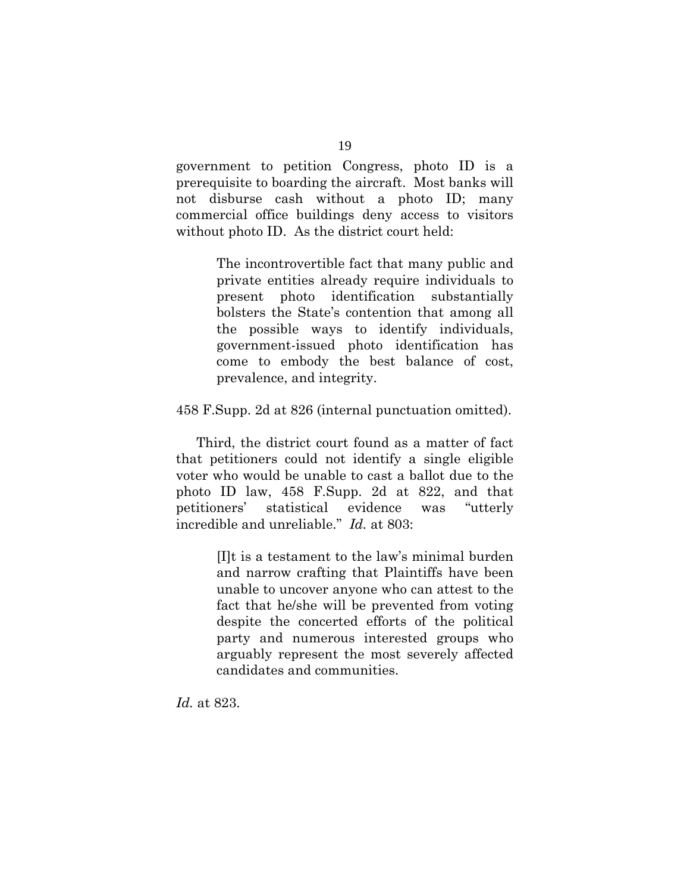government to petition Congress, photo ID is a prerequisite to boarding the aircraft. Most banks will not disburse cash without a photo ID; many commercial office buildings deny access to visitors without photo ID. As the district court held:

> The incontrovertible fact that many public and private entities already require individuals to present photo identification substantially bolsters the State's contention that among all the possible ways to identify individuals, government-issued photo identification has come to embody the best balance of cost, prevalence, and integrity.

458 F.Supp. 2d at 826 (internal punctuation omitted).

Third, the district court found as a matter of fact that petitioners could not identify a single eligible voter who would be unable to cast a ballot due to the photo ID law, 458 F.Supp. 2d at 822, and that petitioners' statistical evidence was "utterly incredible and unreliable." *Id.* at 803:

> [I]t is a testament to the law's minimal burden and narrow crafting that Plaintiffs have been unable to uncover anyone who can attest to the fact that he/she will be prevented from voting despite the concerted efforts of the political party and numerous interested groups who arguably represent the most severely affected candidates and communities.

*Id.* at 823.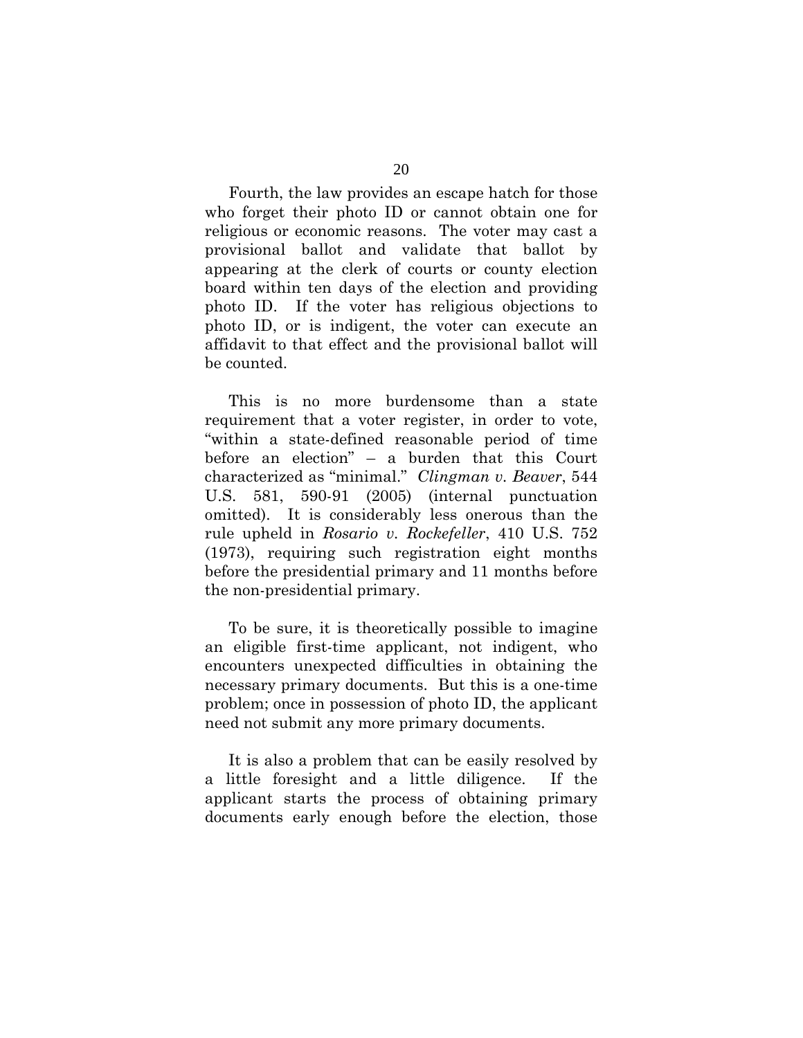Fourth, the law provides an escape hatch for those who forget their photo ID or cannot obtain one for religious or economic reasons. The voter may cast a provisional ballot and validate that ballot by appearing at the clerk of courts or county election board within ten days of the election and providing photo ID. If the voter has religious objections to photo ID, or is indigent, the voter can execute an affidavit to that effect and the provisional ballot will be counted.

This is no more burdensome than a state requirement that a voter register, in order to vote, "within a state-defined reasonable period of time before an election" – a burden that this Court characterized as "minimal." *Clingman v. Beaver*, 544 U.S. 581, 590-91 (2005) (internal punctuation omitted). It is considerably less onerous than the rule upheld in *Rosario v. Rockefeller*, 410 U.S. 752 (1973), requiring such registration eight months before the presidential primary and 11 months before the non-presidential primary.

To be sure, it is theoretically possible to imagine an eligible first-time applicant, not indigent, who encounters unexpected difficulties in obtaining the necessary primary documents. But this is a one-time problem; once in possession of photo ID, the applicant need not submit any more primary documents.

It is also a problem that can be easily resolved by a little foresight and a little diligence. If the applicant starts the process of obtaining primary documents early enough before the election, those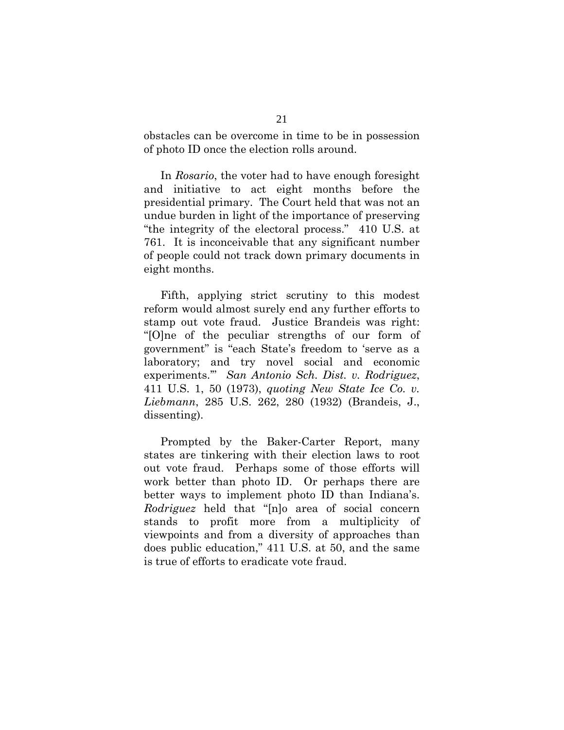obstacles can be overcome in time to be in possession of photo ID once the election rolls around.

In *Rosario*, the voter had to have enough foresight and initiative to act eight months before the presidential primary. The Court held that was not an undue burden in light of the importance of preserving "the integrity of the electoral process." 410 U.S. at 761. It is inconceivable that any significant number of people could not track down primary documents in eight months.

Fifth, applying strict scrutiny to this modest reform would almost surely end any further efforts to stamp out vote fraud. Justice Brandeis was right: "[O]ne of the peculiar strengths of our form of government" is "each State's freedom to 'serve as a laboratory; and try novel social and economic experiments.'" *San Antonio Sch. Dist. v. Rodriguez*, 411 U.S. 1, 50 (1973), *quoting New State Ice Co. v. Liebmann*, 285 U.S. 262, 280 (1932) (Brandeis, J., dissenting).

Prompted by the Baker-Carter Report, many states are tinkering with their election laws to root out vote fraud. Perhaps some of those efforts will work better than photo ID. Or perhaps there are better ways to implement photo ID than Indiana's. *Rodriguez* held that "[n]o area of social concern stands to profit more from a multiplicity of viewpoints and from a diversity of approaches than does public education," 411 U.S. at 50, and the same is true of efforts to eradicate vote fraud.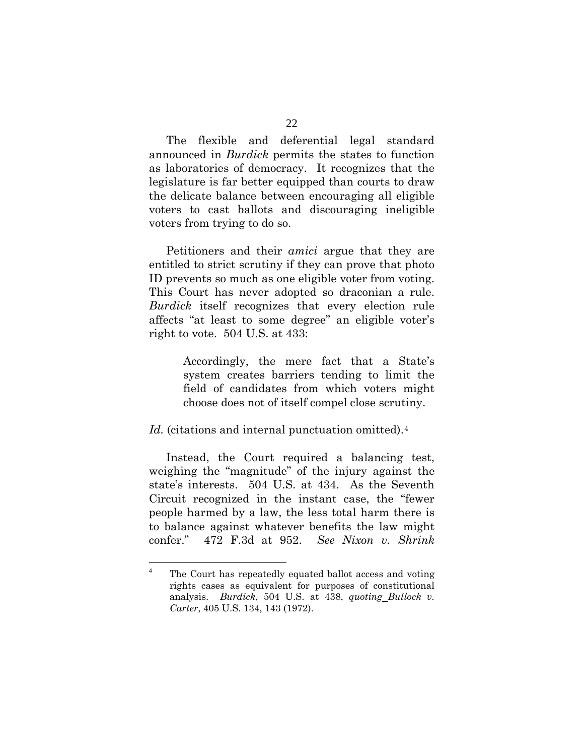The flexible and deferential legal standard announced in *Burdick* permits the states to function as laboratories of democracy. It recognizes that the legislature is far better equipped than courts to draw the delicate balance between encouraging all eligible voters to cast ballots and discouraging ineligible voters from trying to do so.

Petitioners and their *amici* argue that they are entitled to strict scrutiny if they can prove that photo ID prevents so much as one eligible voter from voting. This Court has never adopted so draconian a rule. *Burdick* itself recognizes that every election rule affects "at least to some degree" an eligible voter's right to vote. 504 U.S. at 433:

> Accordingly, the mere fact that a State's system creates barriers tending to limit the field of candidates from which voters might choose does not of itself compel close scrutiny.

*Id.* (citations and internal punctuation omitted).[4]

Instead, the Court required a balancing test, weighing the "magnitude" of the injury against the state's interests. 504 U.S. at 434. As the Seventh Circuit recognized in the instant case, the "fewer people harmed by a law, the less total harm there is to balance against whatever benefits the law might confer." 472 F.3d at 952. *See Nixon v. Shrink*

---

[4] The Court has repeatedly equated ballot access and voting rights cases as equivalent for purposes of constitutional analysis. *Burdick*, 504 U.S. at 438, *quoting Bullock v. Carter*, 405 U.S. 134, 143 (1972).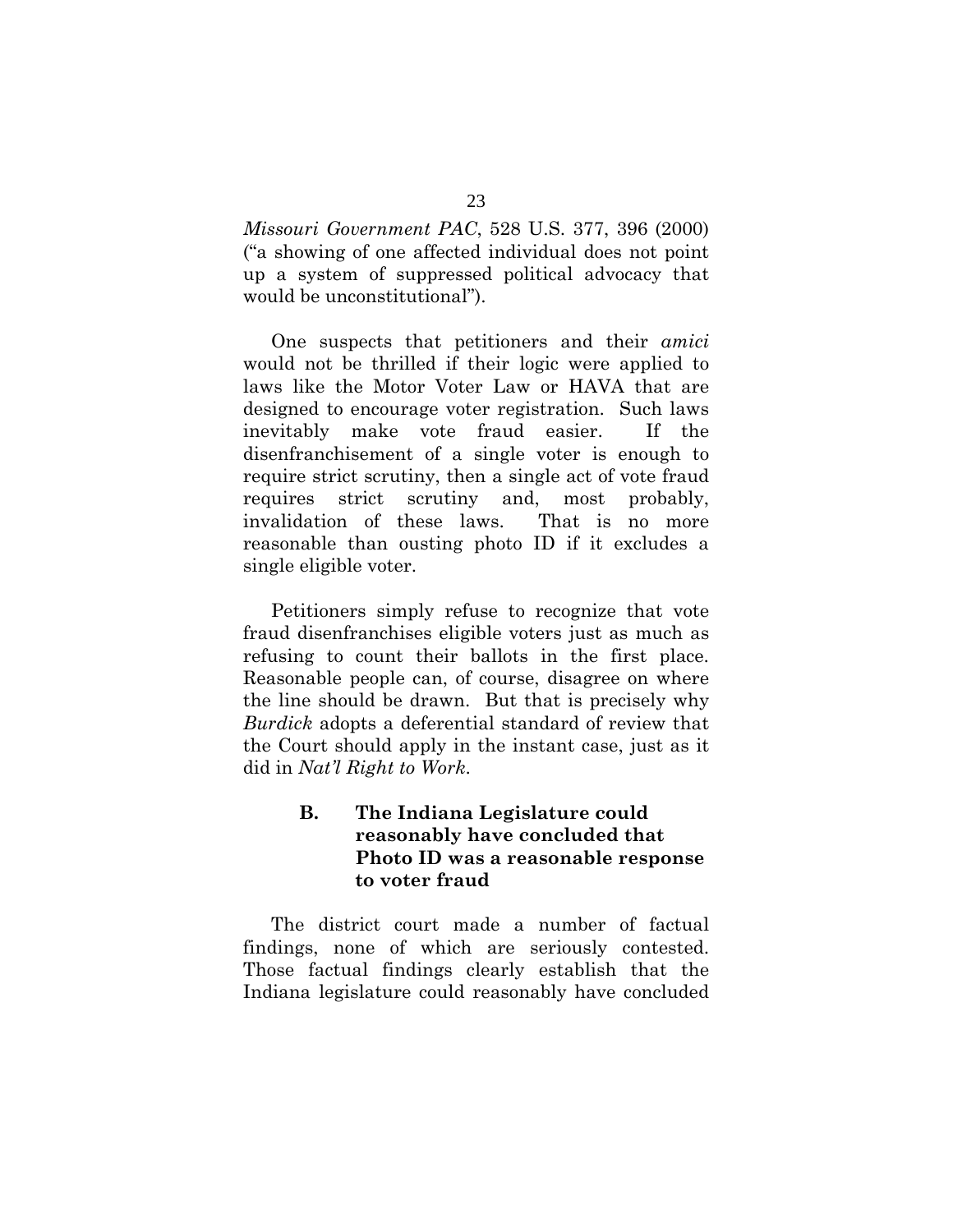*Missouri Government PAC*, 528 U.S. 377, 396 (2000) ("a showing of one affected individual does not point up a system of suppressed political advocacy that would be unconstitutional").

One suspects that petitioners and their *amici* would not be thrilled if their logic were applied to laws like the Motor Voter Law or HAVA that are designed to encourage voter registration. Such laws inevitably make vote fraud easier. If the disenfranchisement of a single voter is enough to require strict scrutiny, then a single act of vote fraud requires strict scrutiny and, most probably, invalidation of these laws. That is no more reasonable than ousting photo ID if it excludes a single eligible voter.

Petitioners simply refuse to recognize that vote fraud disenfranchises eligible voters just as much as refusing to count their ballots in the first place. Reasonable people can, of course, disagree on where the line should be drawn. But that is precisely why *Burdick* adopts a deferential standard of review that the Court should apply in the instant case, just as it did in *Nat'l Right to Work*.

### B. The Indiana Legislature could reasonably have concluded that Photo ID was a reasonable response to voter fraud

The district court made a number of factual findings, none of which are seriously contested. Those factual findings clearly establish that the Indiana legislature could reasonably have concluded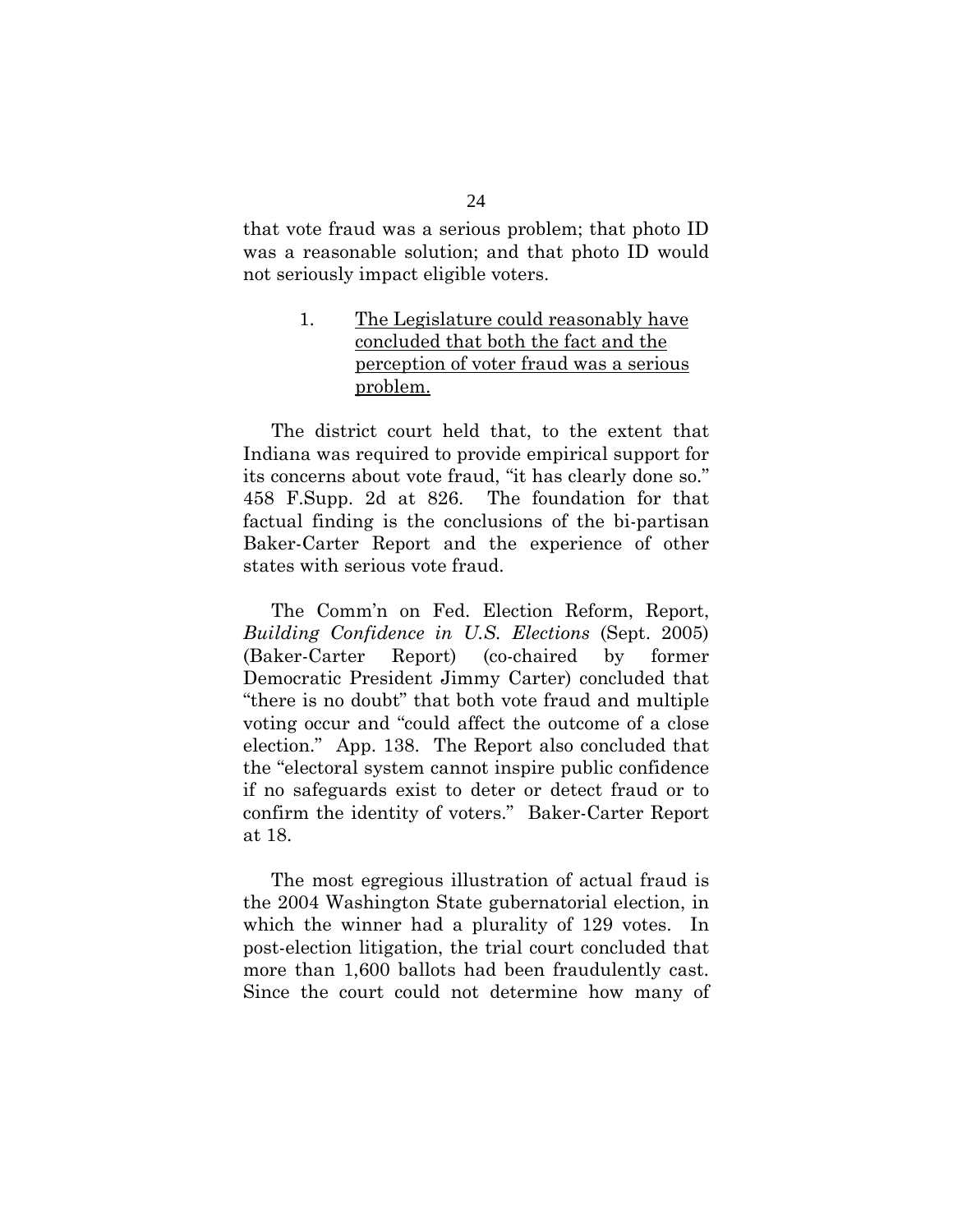that vote fraud was a serious problem; that photo ID was a reasonable solution; and that photo ID would not seriously impact eligible voters.

1. <u>The Legislature could reasonably have concluded that both the fact and the perception of voter fraud was a serious problem.</u>

The district court held that, to the extent that Indiana was required to provide empirical support for its concerns about vote fraud, "it has clearly done so." 458 F.Supp. 2d at 826. The foundation for that factual finding is the conclusions of the bi-partisan Baker-Carter Report and the experience of other states with serious vote fraud.

The Comm'n on Fed. Election Reform, Report, *Building Confidence in U.S. Elections* (Sept. 2005) (Baker-Carter Report) (co-chaired by former Democratic President Jimmy Carter) concluded that "there is no doubt" that both vote fraud and multiple voting occur and "could affect the outcome of a close election." App. 138. The Report also concluded that the "electoral system cannot inspire public confidence if no safeguards exist to deter or detect fraud or to confirm the identity of voters." Baker-Carter Report at 18.

The most egregious illustration of actual fraud is the 2004 Washington State gubernatorial election, in which the winner had a plurality of 129 votes. In post-election litigation, the trial court concluded that more than 1,600 ballots had been fraudulently cast. Since the court could not determine how many of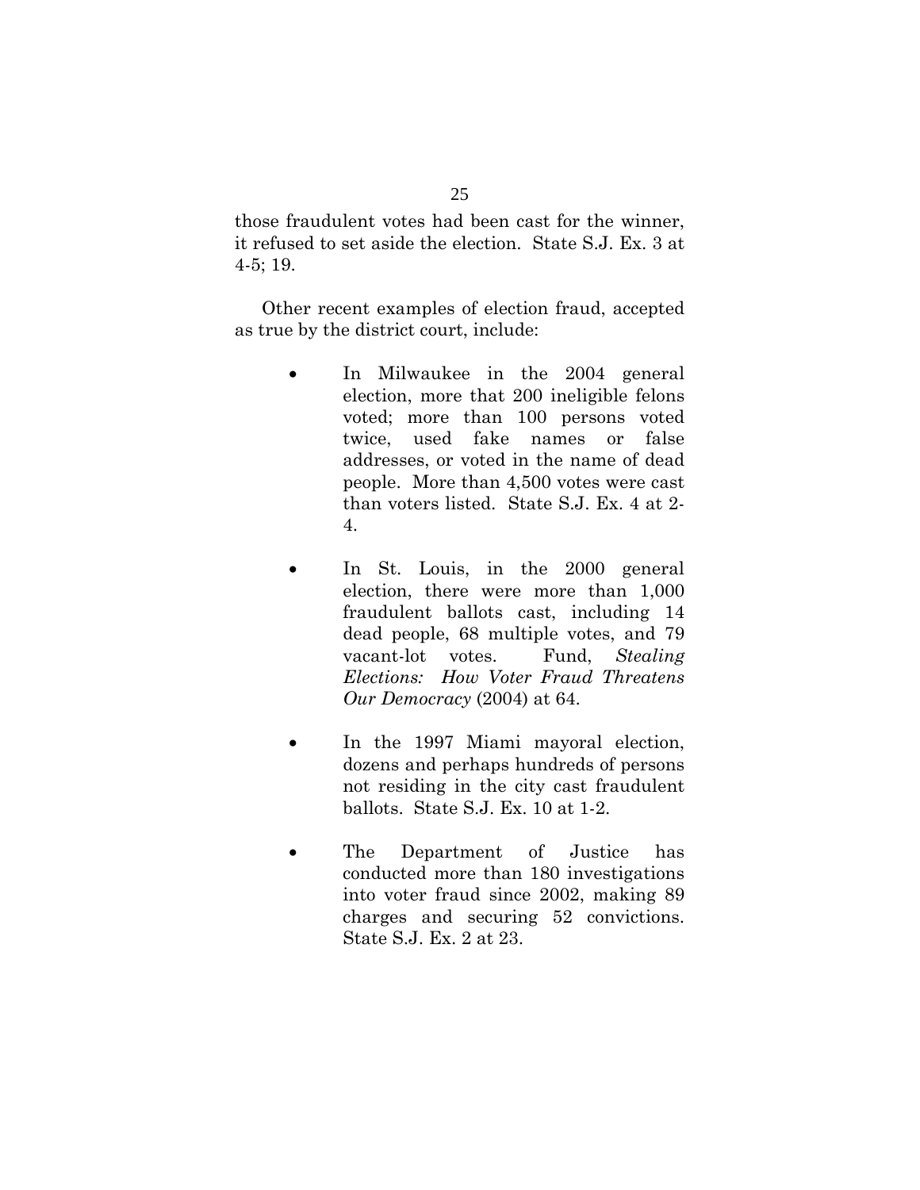those fraudulent votes had been cast for the winner, it refused to set aside the election. State S.J. Ex. 3 at 4-5; 19.

Other recent examples of election fraud, accepted as true by the district court, include:

- In Milwaukee in the 2004 general election, more that 200 ineligible felons voted; more than 100 persons voted twice, used fake names or false addresses, or voted in the name of dead people. More than 4,500 votes were cast than voters listed. State S.J. Ex. 4 at 2-4.

- In St. Louis, in the 2000 general election, there were more than 1,000 fraudulent ballots cast, including 14 dead people, 68 multiple votes, and 79 vacant-lot votes. Fund, *Stealing Elections: How Voter Fraud Threatens Our Democracy* (2004) at 64.

- In the 1997 Miami mayoral election, dozens and perhaps hundreds of persons not residing in the city cast fraudulent ballots. State S.J. Ex. 10 at 1-2.

- The Department of Justice has conducted more than 180 investigations into voter fraud since 2002, making 89 charges and securing 52 convictions. State S.J. Ex. 2 at 23.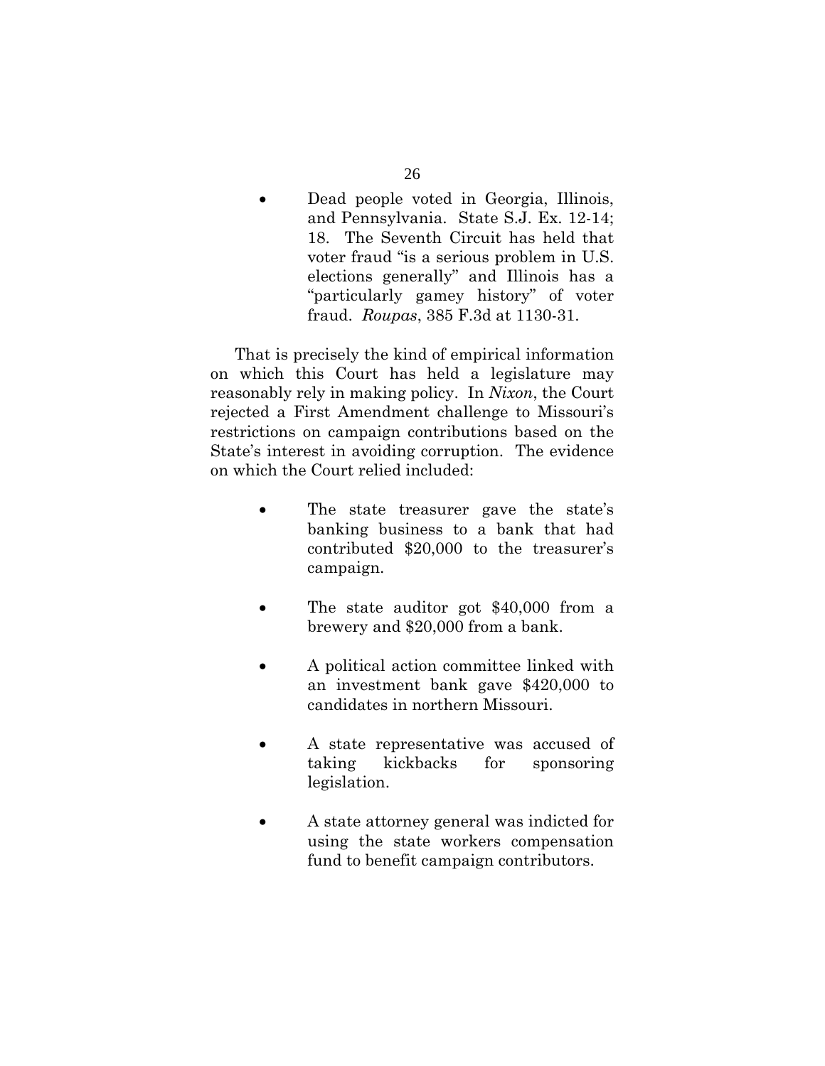- Dead people voted in Georgia, Illinois, and Pennsylvania. State S.J. Ex. 12-14; 18. The Seventh Circuit has held that voter fraud "is a serious problem in U.S. elections generally" and Illinois has a "particularly gamey history" of voter fraud. *Roupas*, 385 F.3d at 1130-31.

That is precisely the kind of empirical information on which this Court has held a legislature may reasonably rely in making policy. In *Nixon*, the Court rejected a First Amendment challenge to Missouri's restrictions on campaign contributions based on the State's interest in avoiding corruption. The evidence on which the Court relied included:

- The state treasurer gave the state's banking business to a bank that had contributed $20,000 to the treasurer's campaign.

- The state auditor got $40,000 from a brewery and $20,000 from a bank.

- A political action committee linked with an investment bank gave $420,000 to candidates in northern Missouri.

- A state representative was accused of taking kickbacks for sponsoring legislation.

- A state attorney general was indicted for using the state workers compensation fund to benefit campaign contributors.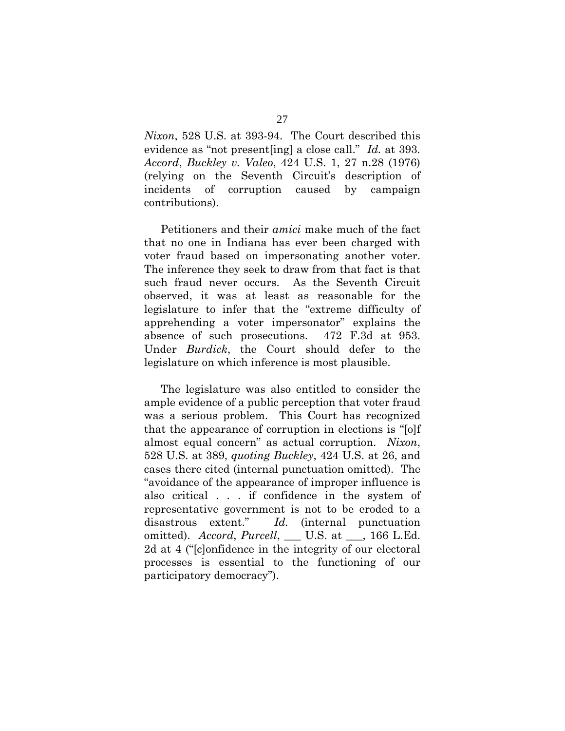*Nixon*, 528 U.S. at 393-94. The Court described this evidence as "not present[ing] a close call." *Id.* at 393. *Accord*, *Buckley v. Valeo*, 424 U.S. 1, 27 n.28 (1976) (relying on the Seventh Circuit's description of incidents of corruption caused by campaign contributions).

Petitioners and their *amici* make much of the fact that no one in Indiana has ever been charged with voter fraud based on impersonating another voter. The inference they seek to draw from that fact is that such fraud never occurs. As the Seventh Circuit observed, it was at least as reasonable for the legislature to infer that the "extreme difficulty of apprehending a voter impersonator" explains the absence of such prosecutions. 472 F.3d at 953. Under *Burdick*, the Court should defer to the legislature on which inference is most plausible.

The legislature was also entitled to consider the ample evidence of a public perception that voter fraud was a serious problem. This Court has recognized that the appearance of corruption in elections is "[o]f almost equal concern" as actual corruption. *Nixon*, 528 U.S. at 389, *quoting Buckley*, 424 U.S. at 26, and cases there cited (internal punctuation omitted). The "avoidance of the appearance of improper influence is also critical . . . if confidence in the system of representative government is not to be eroded to a disastrous extent." *Id.* (internal punctuation omitted). *Accord*, *Purcell*, ___ U.S. at ___, 166 L.Ed. 2d at 4 ("[c]onfidence in the integrity of our electoral processes is essential to the functioning of our participatory democracy").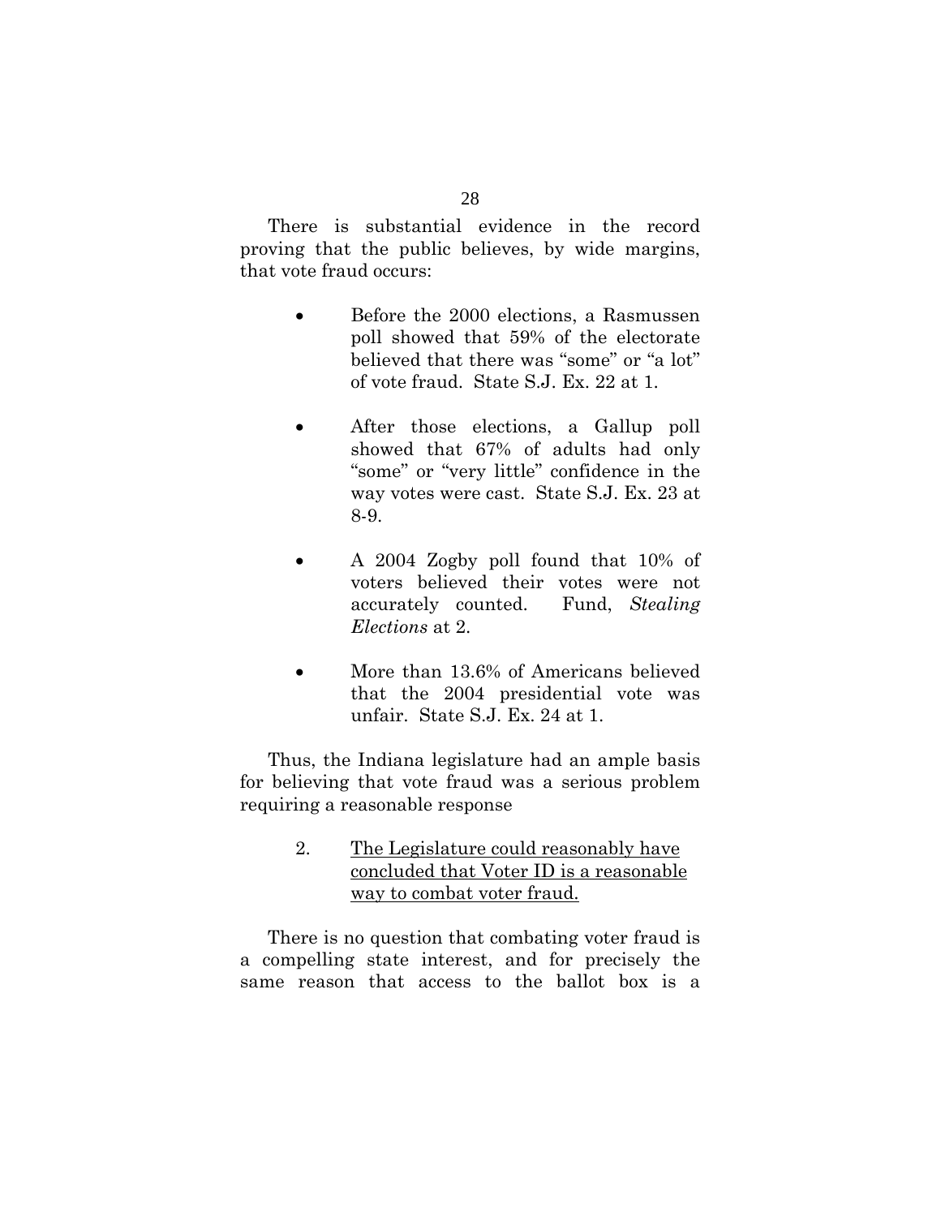There is substantial evidence in the record proving that the public believes, by wide margins, that vote fraud occurs:

- Before the 2000 elections, a Rasmussen poll showed that 59% of the electorate believed that there was "some" or "a lot" of vote fraud. State S.J. Ex. 22 at 1.

- After those elections, a Gallup poll showed that 67% of adults had only "some" or "very little" confidence in the way votes were cast. State S.J. Ex. 23 at 8-9.

- A 2004 Zogby poll found that 10% of voters believed their votes were not accurately counted. Fund, *Stealing Elections* at 2.

- More than 13.6% of Americans believed that the 2004 presidential vote was unfair. State S.J. Ex. 24 at 1.

Thus, the Indiana legislature had an ample basis for believing that vote fraud was a serious problem requiring a reasonable response

2. <u>The Legislature could reasonably have concluded that Voter ID is a reasonable way to combat voter fraud.</u>

There is no question that combating voter fraud is a compelling state interest, and for precisely the same reason that access to the ballot box is a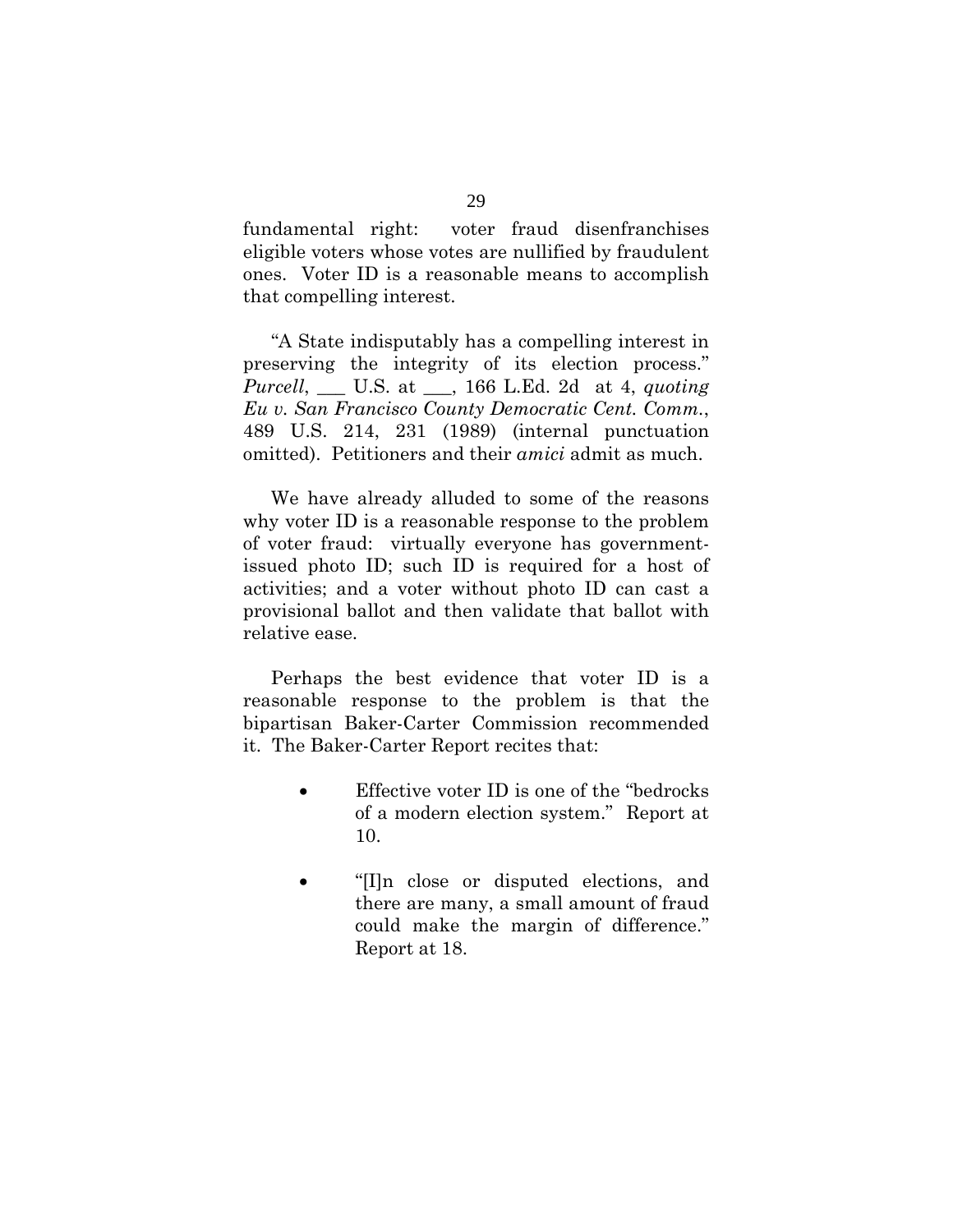fundamental right: voter fraud disenfranchises eligible voters whose votes are nullified by fraudulent ones. Voter ID is a reasonable means to accomplish that compelling interest.

"A State indisputably has a compelling interest in preserving the integrity of its election process." *Purcell*, ___ U.S. at ___, 166 L.Ed. 2d at 4, *quoting Eu v. San Francisco County Democratic Cent. Comm.*, 489 U.S. 214, 231 (1989) (internal punctuation omitted). Petitioners and their *amici* admit as much.

We have already alluded to some of the reasons why voter ID is a reasonable response to the problem of voter fraud: virtually everyone has government-issued photo ID; such ID is required for a host of activities; and a voter without photo ID can cast a provisional ballot and then validate that ballot with relative ease.

Perhaps the best evidence that voter ID is a reasonable response to the problem is that the bipartisan Baker-Carter Commission recommended it. The Baker-Carter Report recites that:

- Effective voter ID is one of the "bedrocks of a modern election system." Report at 10.

- "[I]n close or disputed elections, and there are many, a small amount of fraud could make the margin of difference." Report at 18.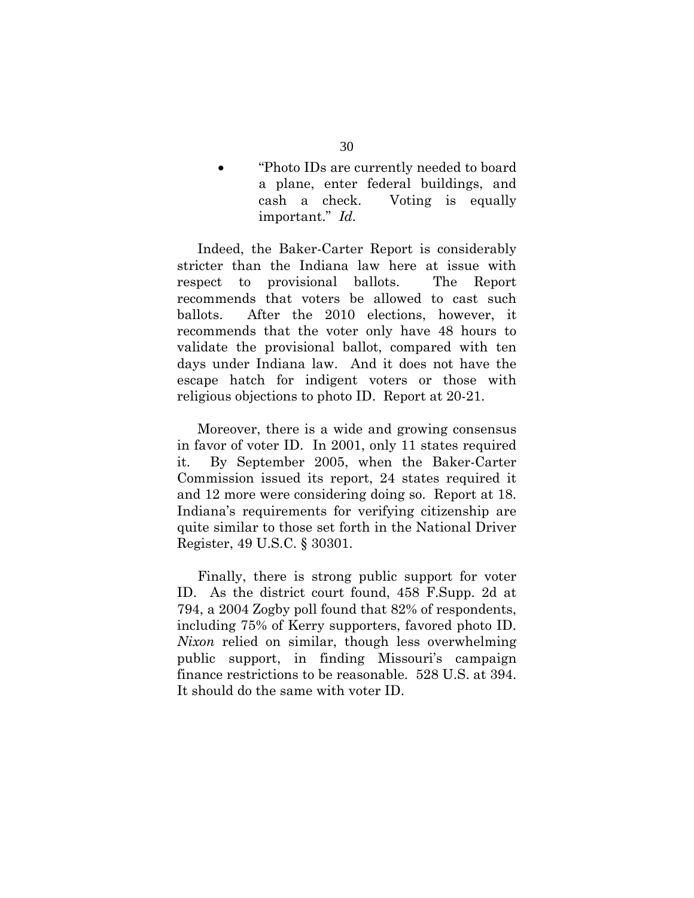- "Photo IDs are currently needed to board a plane, enter federal buildings, and cash a check. Voting is equally important." *Id.*

Indeed, the Baker-Carter Report is considerably stricter than the Indiana law here at issue with respect to provisional ballots. The Report recommends that voters be allowed to cast such ballots. After the 2010 elections, however, it recommends that the voter only have 48 hours to validate the provisional ballot, compared with ten days under Indiana law. And it does not have the escape hatch for indigent voters or those with religious objections to photo ID. Report at 20-21.

Moreover, there is a wide and growing consensus in favor of voter ID. In 2001, only 11 states required it. By September 2005, when the Baker-Carter Commission issued its report, 24 states required it and 12 more were considering doing so. Report at 18. Indiana's requirements for verifying citizenship are quite similar to those set forth in the National Driver Register, 49 U.S.C. § 30301.

Finally, there is strong public support for voter ID. As the district court found, 458 F.Supp. 2d at 794, a 2004 Zogby poll found that 82% of respondents, including 75% of Kerry supporters, favored photo ID. *Nixon* relied on similar, though less overwhelming public support, in finding Missouri's campaign finance restrictions to be reasonable. 528 U.S. at 394. It should do the same with voter ID.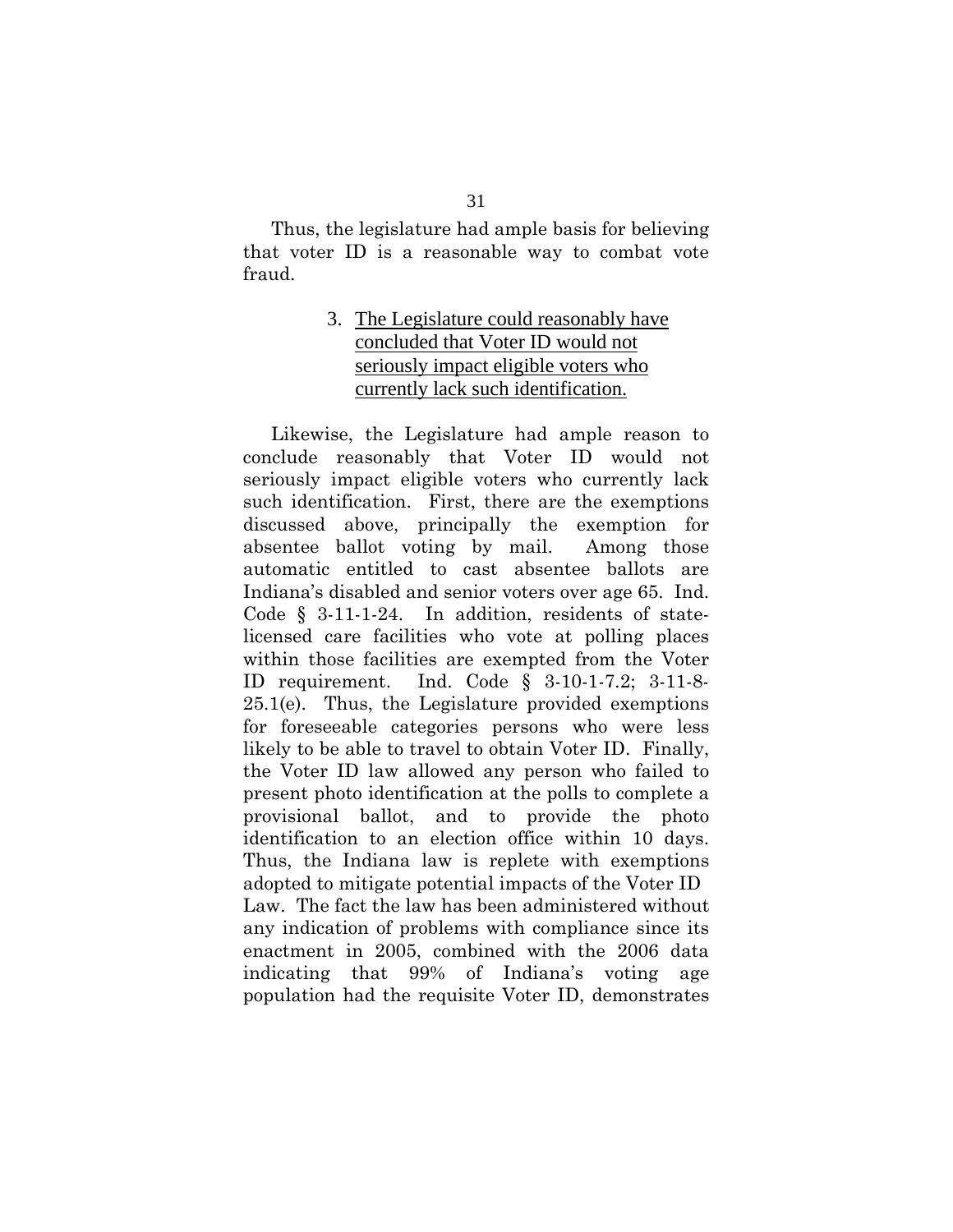Thus, the legislature had ample basis for believing that voter ID is a reasonable way to combat vote fraud.

### 3. <u>The Legislature could reasonably have concluded that Voter ID would not seriously impact eligible voters who currently lack such identification.</u>

Likewise, the Legislature had ample reason to conclude reasonably that Voter ID would not seriously impact eligible voters who currently lack such identification. First, there are the exemptions discussed above, principally the exemption for absentee ballot voting by mail. Among those automatic entitled to cast absentee ballots are Indiana's disabled and senior voters over age 65. Ind. Code § 3-11-1-24. In addition, residents of state-licensed care facilities who vote at polling places within those facilities are exempted from the Voter ID requirement. Ind. Code § 3-10-1-7.2; 3-11-8-25.1(e). Thus, the Legislature provided exemptions for foreseeable categories persons who were less likely to be able to travel to obtain Voter ID. Finally, the Voter ID law allowed any person who failed to present photo identification at the polls to complete a provisional ballot, and to provide the photo identification to an election office within 10 days. Thus, the Indiana law is replete with exemptions adopted to mitigate potential impacts of the Voter ID Law. The fact the law has been administered without any indication of problems with compliance since its enactment in 2005, combined with the 2006 data indicating that 99% of Indiana's voting age population had the requisite Voter ID, demonstrates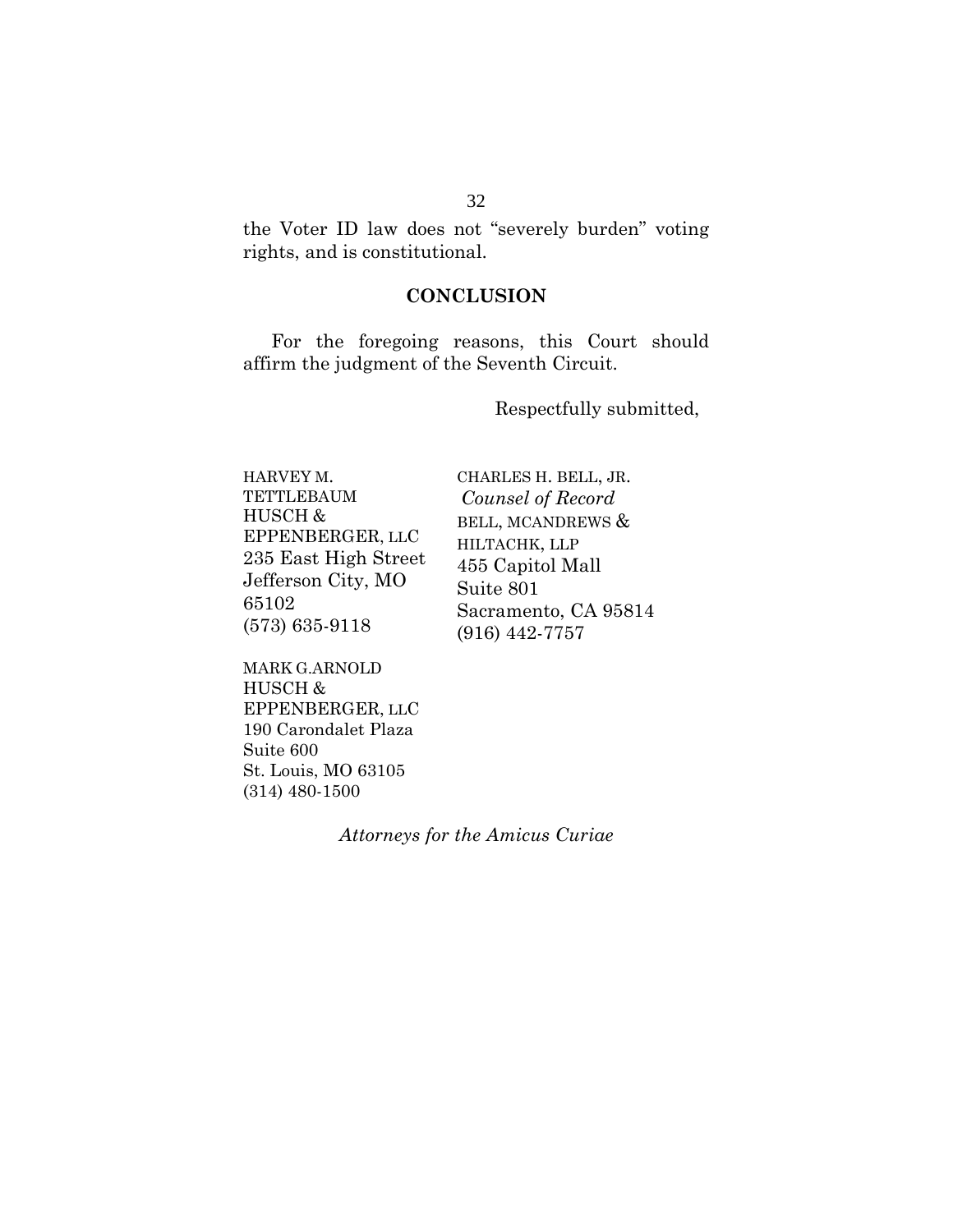the Voter ID law does not "severely burden" voting rights, and is constitutional.

## CONCLUSION

For the foregoing reasons, this Court should affirm the judgment of the Seventh Circuit.

Respectfully submitted,

CHARLES H. BELL, JR.
*Counsel of Record*
BELL, MCANDREWS & HILTACHK, LLP
455 Capitol Mall
Suite 801
Sacramento, CA 95814
(916) 442-7757

HARVEY M. TETTLEBAUM
HUSCH & EPPENBERGER, LLC
235 East High Street
Jefferson City, MO 65102
(573) 635-9118

MARK G.ARNOLD
HUSCH & EPPENBERGER, LLC
190 Carondalet Plaza
Suite 600
St. Louis, MO 63105
(314) 480-1500

*Attorneys for the Amicus Curiae*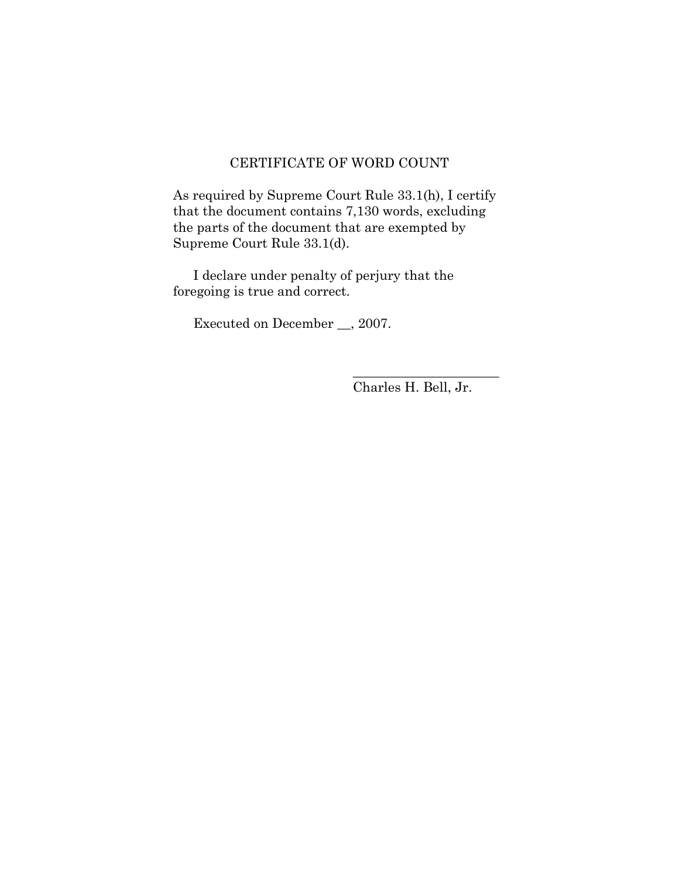## CERTIFICATE OF WORD COUNT

As required by Supreme Court Rule 33.1(h), I certify that the document contains 7,130 words, excluding the parts of the document that are exempted by Supreme Court Rule 33.1(d).

I declare under penalty of perjury that the foregoing is true and correct.

Executed on December __, 2007.

______________________
Charles H. Bell, Jr.